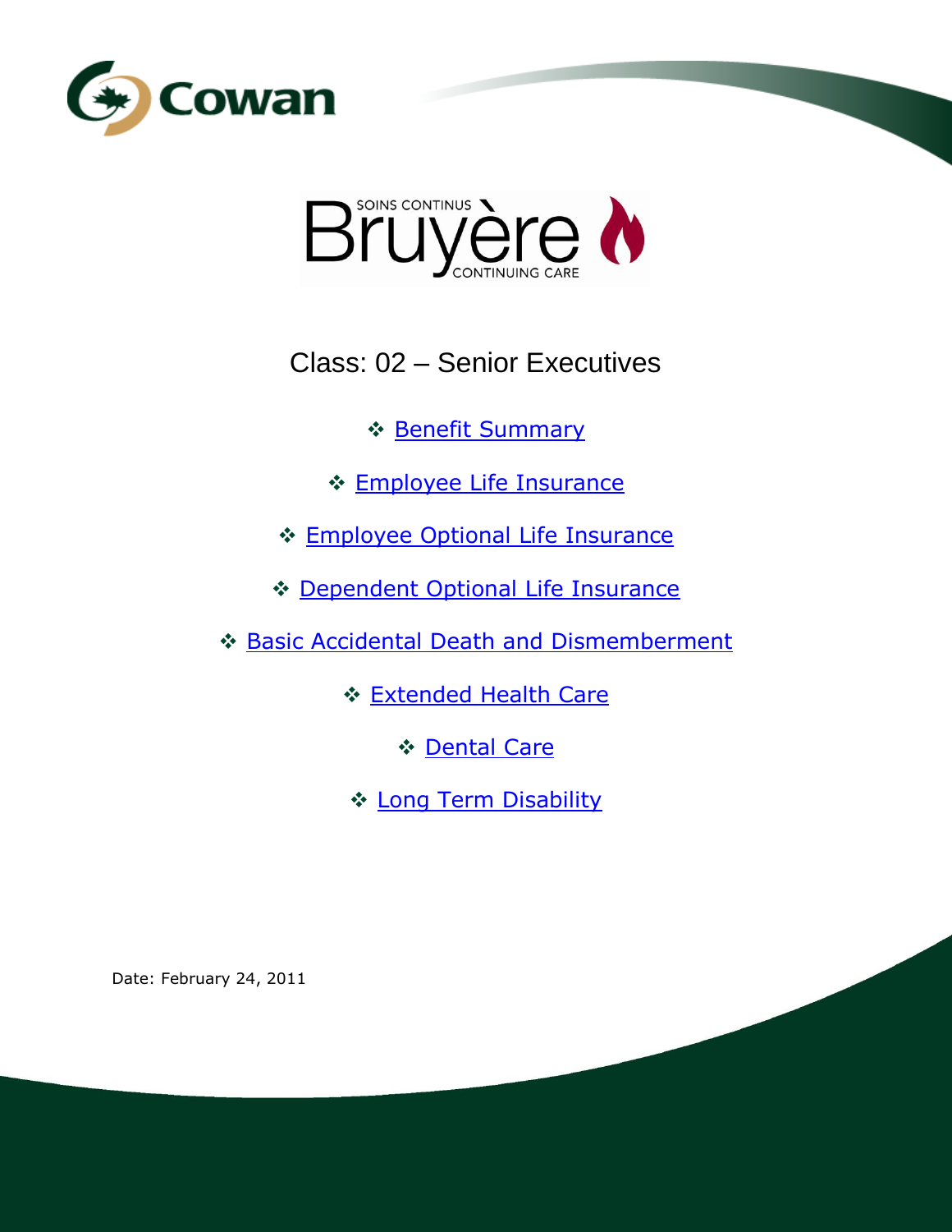Cowan

SOINS CONTINUS Bruyère CONTINUING CARE

# Class: 02 – Senior Executives

- Benefit Summary
- Employee Life Insurance
- Employee Optional Life Insurance
- Dependent Optional Life Insurance
- Basic Accidental Death and Dismemberment
- Extended Health Care
- Dental Care
- Long Term Disability

Date: February 24, 2011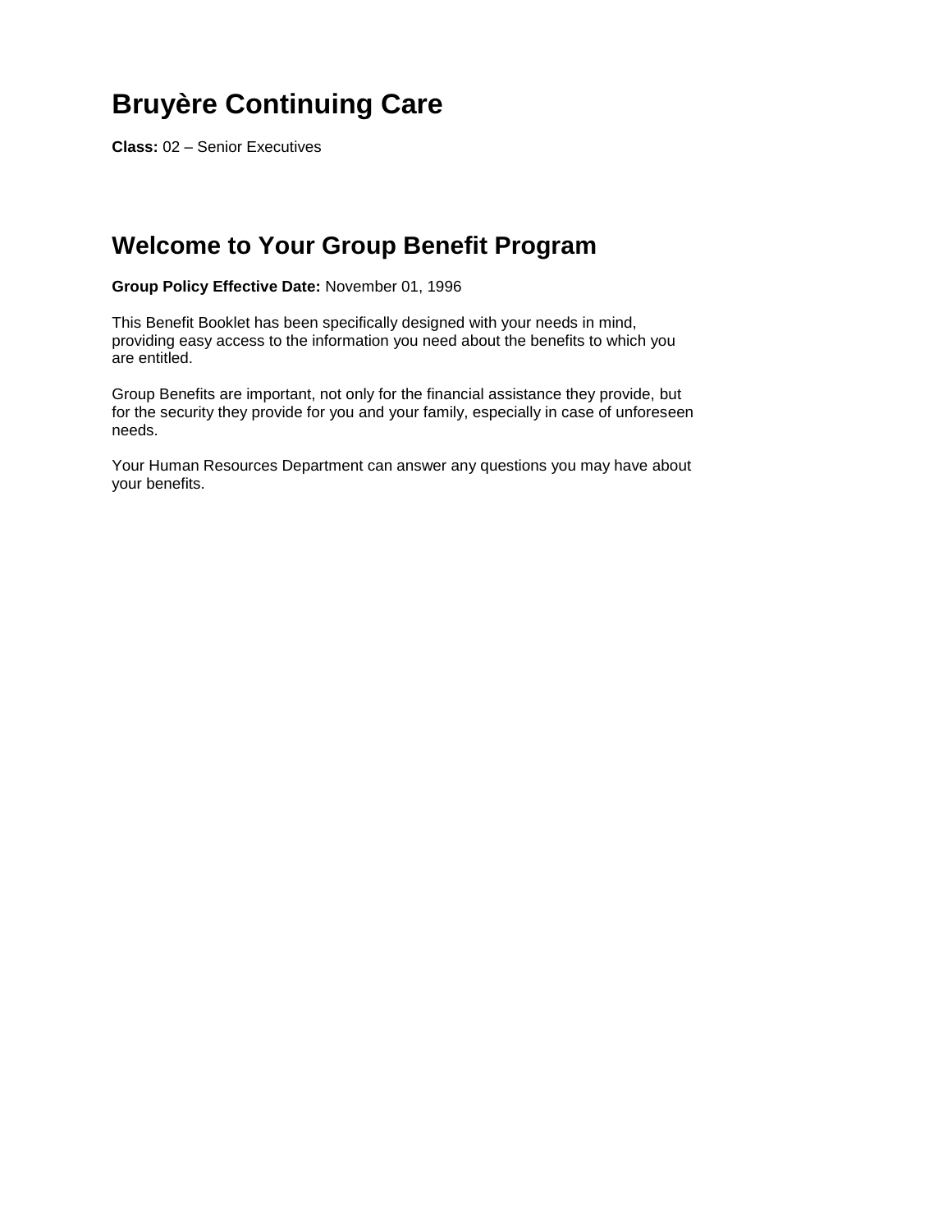# Bruyère Continuing Care

**Class:** 02 – Senior Executives

## Welcome to Your Group Benefit Program

**Group Policy Effective Date:** November 01, 1996

This Benefit Booklet has been specifically designed with your needs in mind, providing easy access to the information you need about the benefits to which you are entitled.

Group Benefits are important, not only for the financial assistance they provide, but for the security they provide for you and your family, especially in case of unforeseen needs.

Your Human Resources Department can answer any questions you may have about your benefits.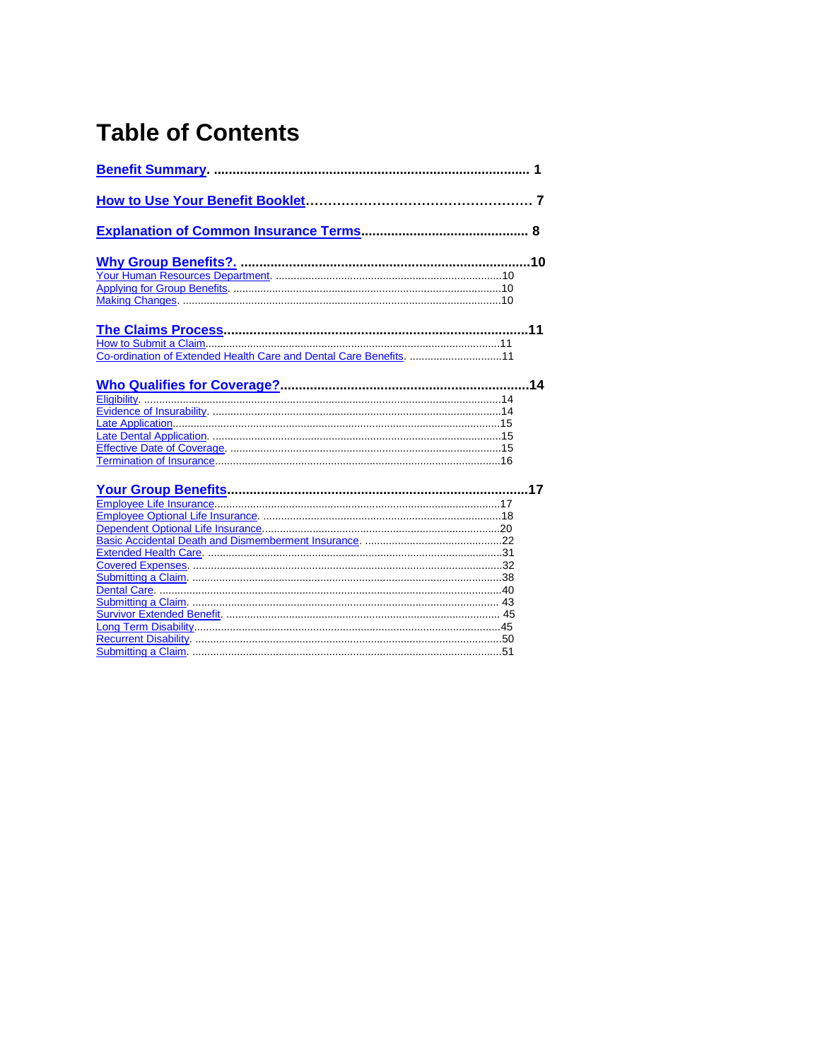# Table of Contents

**Benefit Summary. .................................................................................... 1**

**How to Use Your Benefit Booklet……………………………………………. 7**

**Explanation of Common Insurance Terms............................................ 8**

**Why Group Benefits?. ..............................................................................10**

Your Human Resources Department. ..........................................................................10
Applying for Group Benefits. .........................................................................................10
Making Changes. ..........................................................................................................10

**The Claims Process..................................................................................11**

How to Submit a Claim...................................................................................................11
Co-ordination of Extended Health Care and Dental Care Benefits. ..............................11

**Who Qualifies for Coverage?...................................................................14**

Eligibility. ........................................................................................................................14
Evidence of Insurability. ................................................................................................14
Late Application.............................................................................................................15
Late Dental Application. ................................................................................................15
Effective Date of Coverage. ..........................................................................................15
Termination of Insurance...............................................................................................16

**Your Group Benefits.................................................................................17**

Employee Life Insurance...............................................................................................17
Employee Optional Life Insurance. ...............................................................................18
Dependent Optional Life Insurance...............................................................................20
Basic Accidental Death and Dismemberment Insurance. .............................................22
Extended Health Care. ..................................................................................................31
Covered Expenses. .......................................................................................................32
Submitting a Claim. .......................................................................................................38
Dental Care. ..................................................................................................................40
Submitting a Claim. ....................................................................................................... 43
Survivor Extended Benefit. ........................................................................................... 45
Long Term Disability......................................................................................................45
Recurrent Disability. ......................................................................................................50
Submitting a Claim. .......................................................................................................51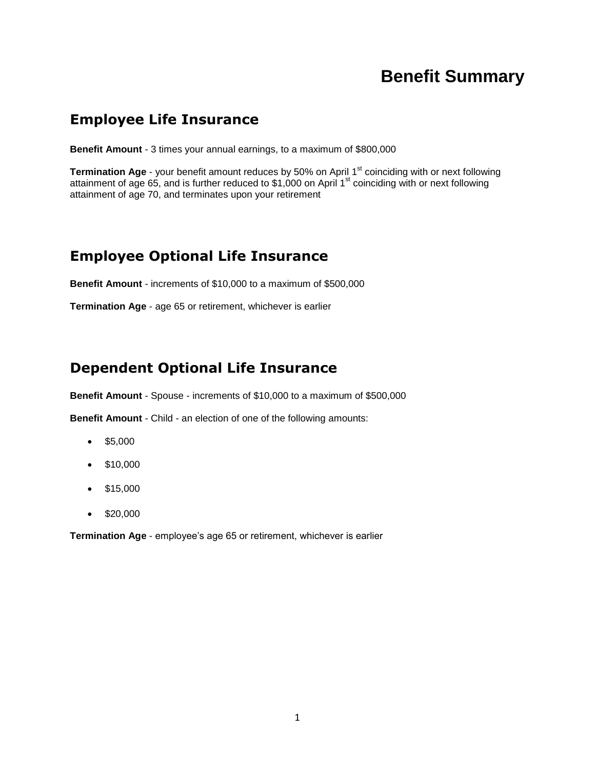# Benefit Summary

## Employee Life Insurance

**Benefit Amount** - 3 times your annual earnings, to a maximum of $800,000

**Termination Age** - your benefit amount reduces by 50% on April 1st coinciding with or next following attainment of age 65, and is further reduced to $1,000 on April 1st coinciding with or next following attainment of age 70, and terminates upon your retirement

## Employee Optional Life Insurance

**Benefit Amount** - increments of $10,000 to a maximum of $500,000

**Termination Age** - age 65 or retirement, whichever is earlier

## Dependent Optional Life Insurance

**Benefit Amount** - Spouse - increments of $10,000 to a maximum of $500,000

**Benefit Amount** - Child - an election of one of the following amounts:

- $5,000
- $10,000
- $15,000
- $20,000

**Termination Age** - employee's age 65 or retirement, whichever is earlier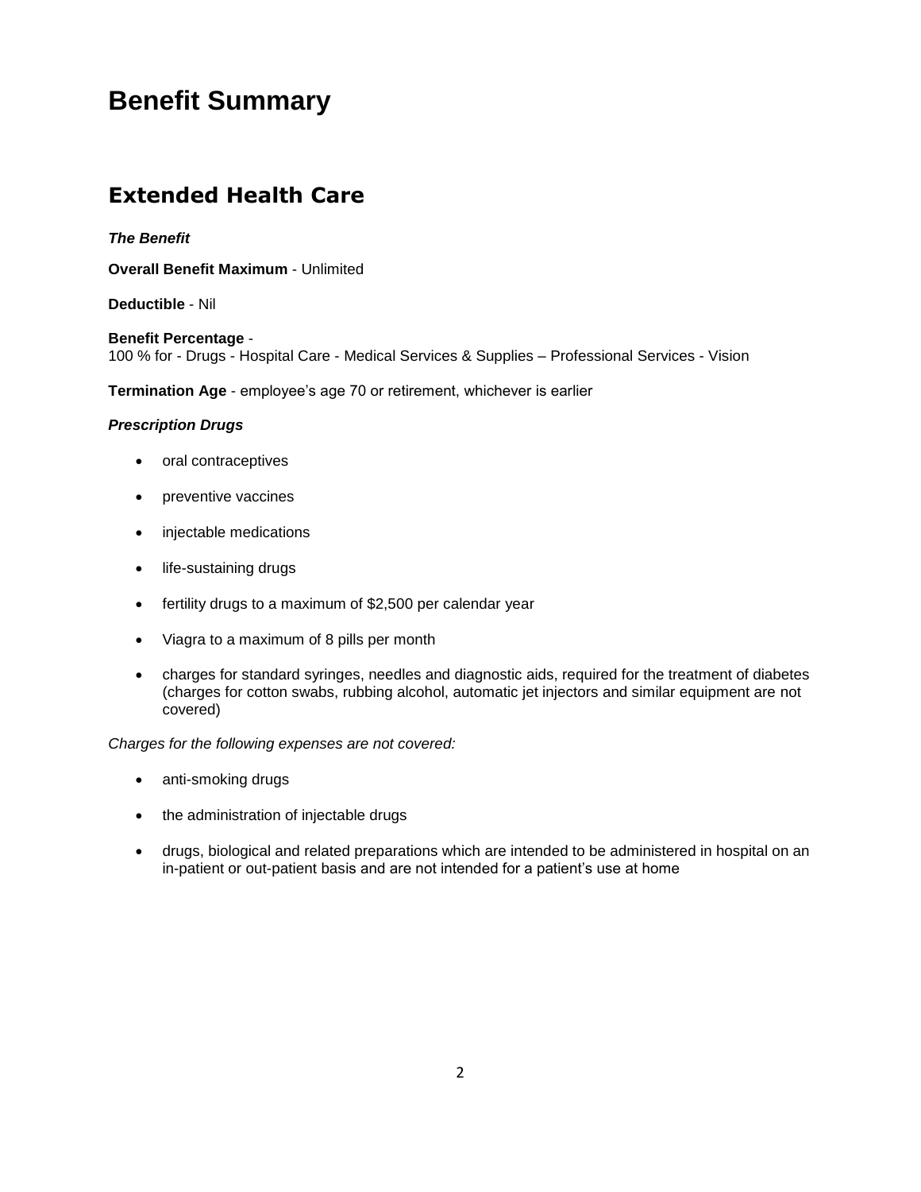# Benefit Summary

## Extended Health Care

***The Benefit***

**Overall Benefit Maximum** - Unlimited

**Deductible** - Nil

**Benefit Percentage** -
100 % for - Drugs - Hospital Care - Medical Services & Supplies – Professional Services - Vision

**Termination Age** - employee's age 70 or retirement, whichever is earlier

***Prescription Drugs***

- oral contraceptives
- preventive vaccines
- injectable medications
- life-sustaining drugs
- fertility drugs to a maximum of $2,500 per calendar year
- Viagra to a maximum of 8 pills per month
- charges for standard syringes, needles and diagnostic aids, required for the treatment of diabetes (charges for cotton swabs, rubbing alcohol, automatic jet injectors and similar equipment are not covered)

*Charges for the following expenses are not covered:*

- anti-smoking drugs
- the administration of injectable drugs
- drugs, biological and related preparations which are intended to be administered in hospital on an in-patient or out-patient basis and are not intended for a patient's use at home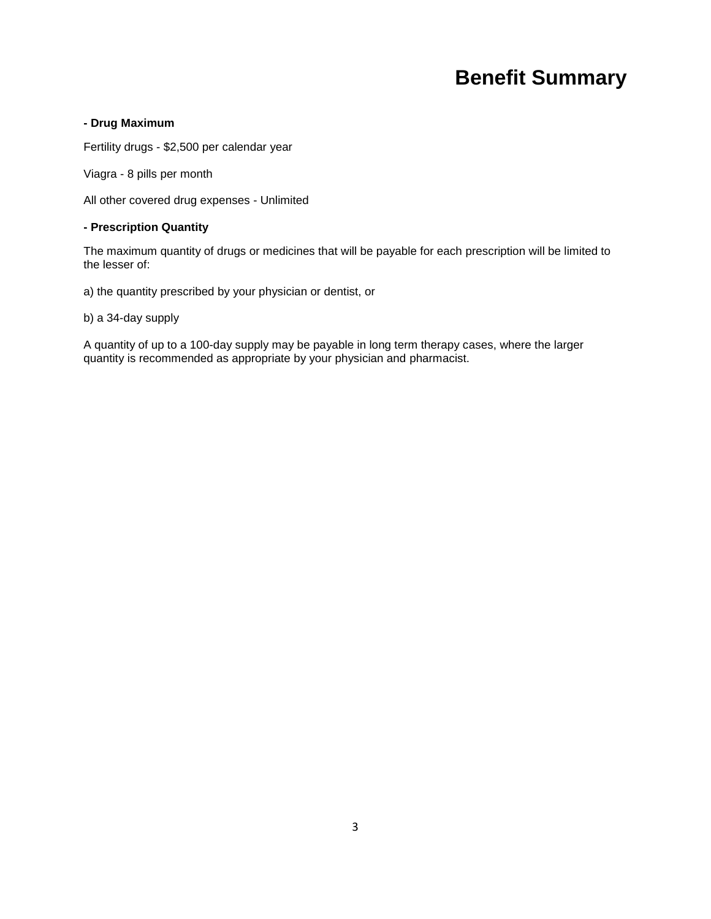# Benefit Summary

**- Drug Maximum**

Fertility drugs - $2,500 per calendar year

Viagra - 8 pills per month

All other covered drug expenses - Unlimited

**- Prescription Quantity**

The maximum quantity of drugs or medicines that will be payable for each prescription will be limited to the lesser of:

a) the quantity prescribed by your physician or dentist, or

b) a 34-day supply

A quantity of up to a 100-day supply may be payable in long term therapy cases, where the larger quantity is recommended as appropriate by your physician and pharmacist.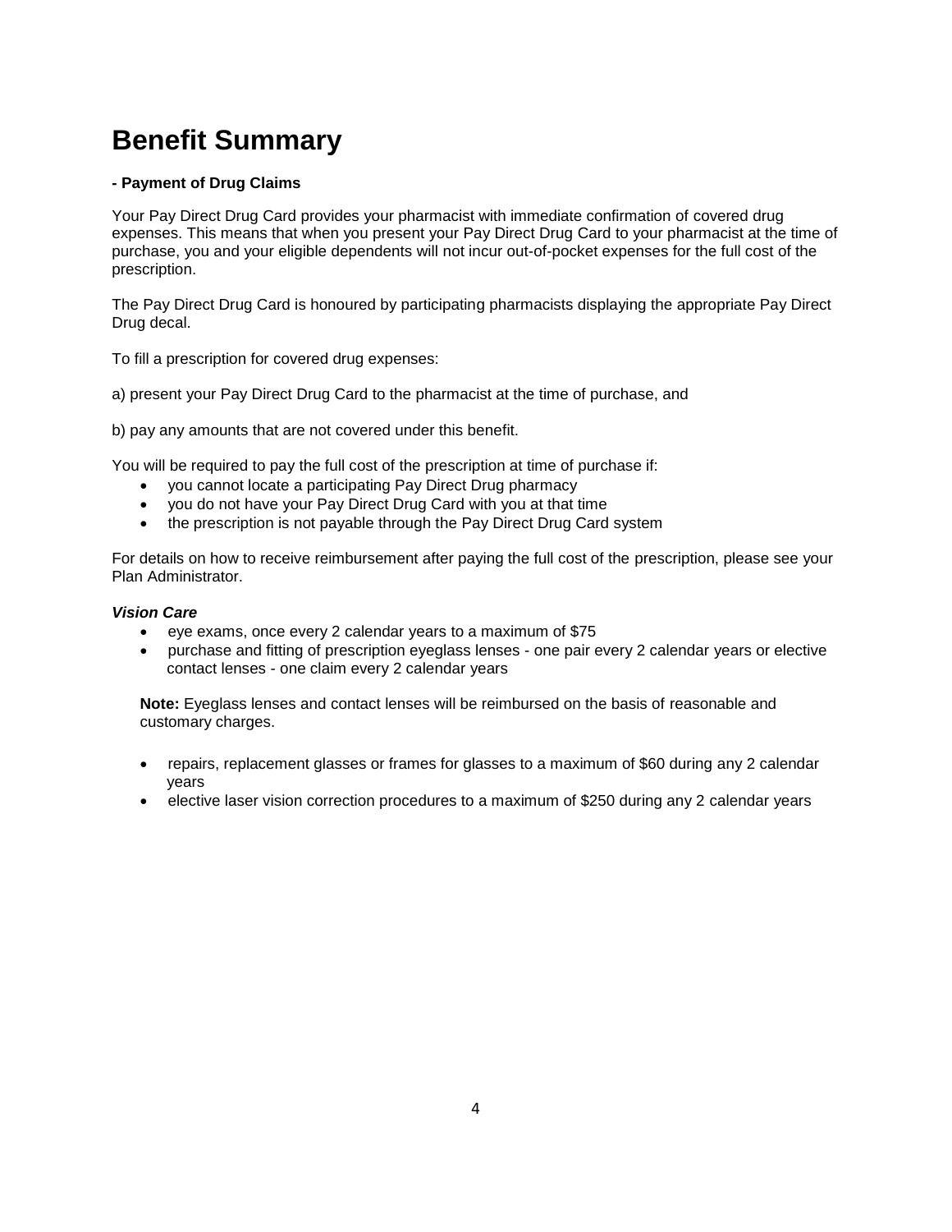# Benefit Summary

**- Payment of Drug Claims**

Your Pay Direct Drug Card provides your pharmacist with immediate confirmation of covered drug expenses. This means that when you present your Pay Direct Drug Card to your pharmacist at the time of purchase, you and your eligible dependents will not incur out-of-pocket expenses for the full cost of the prescription.

The Pay Direct Drug Card is honoured by participating pharmacists displaying the appropriate Pay Direct Drug decal.

To fill a prescription for covered drug expenses:

a) present your Pay Direct Drug Card to the pharmacist at the time of purchase, and

b) pay any amounts that are not covered under this benefit.

You will be required to pay the full cost of the prescription at time of purchase if:

- you cannot locate a participating Pay Direct Drug pharmacy
- you do not have your Pay Direct Drug Card with you at that time
- the prescription is not payable through the Pay Direct Drug Card system

For details on how to receive reimbursement after paying the full cost of the prescription, please see your Plan Administrator.

***Vision Care***

- eye exams, once every 2 calendar years to a maximum of $75
- purchase and fitting of prescription eyeglass lenses - one pair every 2 calendar years or elective contact lenses - one claim every 2 calendar years

**Note:** Eyeglass lenses and contact lenses will be reimbursed on the basis of reasonable and customary charges.

- repairs, replacement glasses or frames for glasses to a maximum of $60 during any 2 calendar years
- elective laser vision correction procedures to a maximum of $250 during any 2 calendar years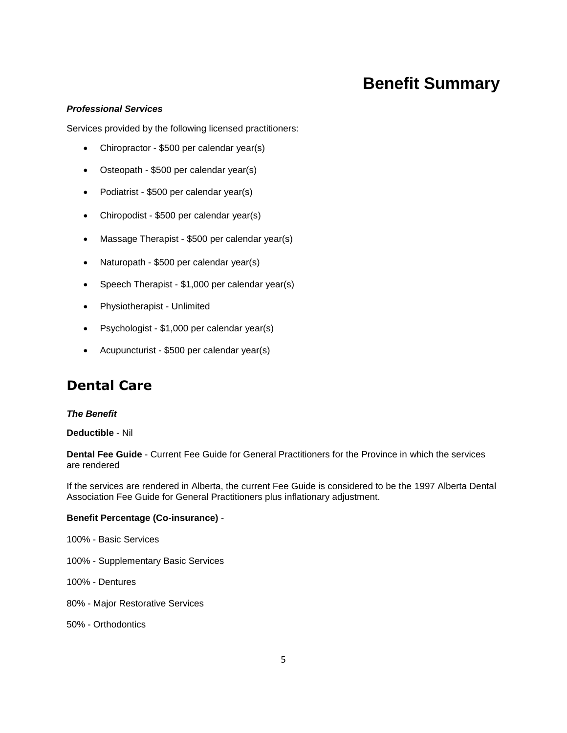# Benefit Summary

***Professional Services***

Services provided by the following licensed practitioners:

- Chiropractor - $500 per calendar year(s)
- Osteopath - $500 per calendar year(s)
- Podiatrist - $500 per calendar year(s)
- Chiropodist - $500 per calendar year(s)
- Massage Therapist - $500 per calendar year(s)
- Naturopath - $500 per calendar year(s)
- Speech Therapist - $1,000 per calendar year(s)
- Physiotherapist - Unlimited
- Psychologist - $1,000 per calendar year(s)
- Acupuncturist - $500 per calendar year(s)

## Dental Care

***The Benefit***

**Deductible** - Nil

**Dental Fee Guide** - Current Fee Guide for General Practitioners for the Province in which the services are rendered

If the services are rendered in Alberta, the current Fee Guide is considered to be the 1997 Alberta Dental Association Fee Guide for General Practitioners plus inflationary adjustment.

**Benefit Percentage (Co-insurance)** -

100% - Basic Services

100% - Supplementary Basic Services

100% - Dentures

80% - Major Restorative Services

50% - Orthodontics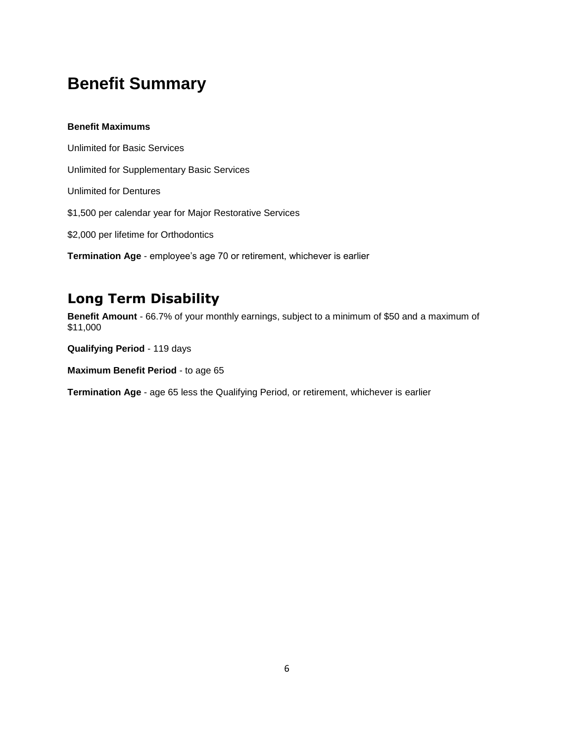# Benefit Summary

**Benefit Maximums**

Unlimited for Basic Services

Unlimited for Supplementary Basic Services

Unlimited for Dentures

$1,500 per calendar year for Major Restorative Services

$2,000 per lifetime for Orthodontics

**Termination Age** - employee's age 70 or retirement, whichever is earlier

## Long Term Disability

**Benefit Amount** - 66.7% of your monthly earnings, subject to a minimum of $50 and a maximum of $11,000

**Qualifying Period** - 119 days

**Maximum Benefit Period** - to age 65

**Termination Age** - age 65 less the Qualifying Period, or retirement, whichever is earlier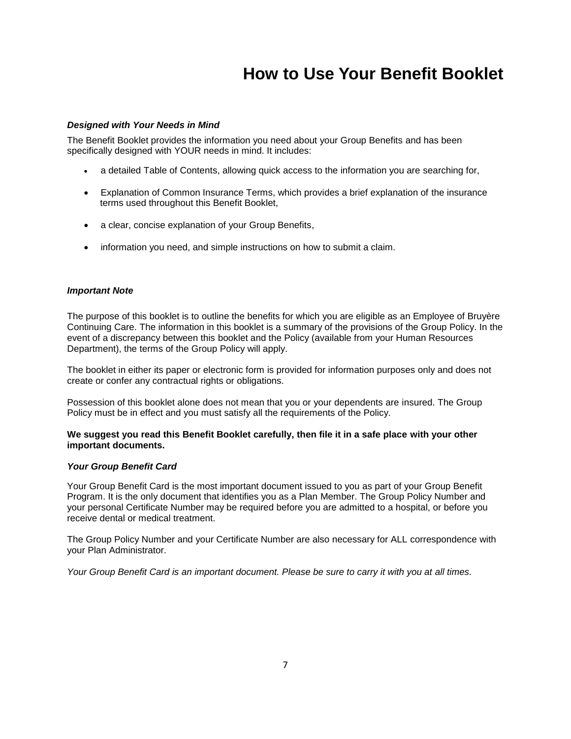# How to Use Your Benefit Booklet

***Designed with Your Needs in Mind***

The Benefit Booklet provides the information you need about your Group Benefits and has been specifically designed with YOUR needs in mind. It includes:

- a detailed Table of Contents, allowing quick access to the information you are searching for,
- Explanation of Common Insurance Terms, which provides a brief explanation of the insurance terms used throughout this Benefit Booklet,
- a clear, concise explanation of your Group Benefits,
- information you need, and simple instructions on how to submit a claim.

***Important Note***

The purpose of this booklet is to outline the benefits for which you are eligible as an Employee of Bruyère Continuing Care. The information in this booklet is a summary of the provisions of the Group Policy. In the event of a discrepancy between this booklet and the Policy (available from your Human Resources Department), the terms of the Group Policy will apply.

The booklet in either its paper or electronic form is provided for information purposes only and does not create or confer any contractual rights or obligations.

Possession of this booklet alone does not mean that you or your dependents are insured. The Group Policy must be in effect and you must satisfy all the requirements of the Policy.

**We suggest you read this Benefit Booklet carefully, then file it in a safe place with your other important documents.**

***Your Group Benefit Card***

Your Group Benefit Card is the most important document issued to you as part of your Group Benefit Program. It is the only document that identifies you as a Plan Member. The Group Policy Number and your personal Certificate Number may be required before you are admitted to a hospital, or before you receive dental or medical treatment.

The Group Policy Number and your Certificate Number are also necessary for ALL correspondence with your Plan Administrator.

*Your Group Benefit Card is an important document. Please be sure to carry it with you at all times.*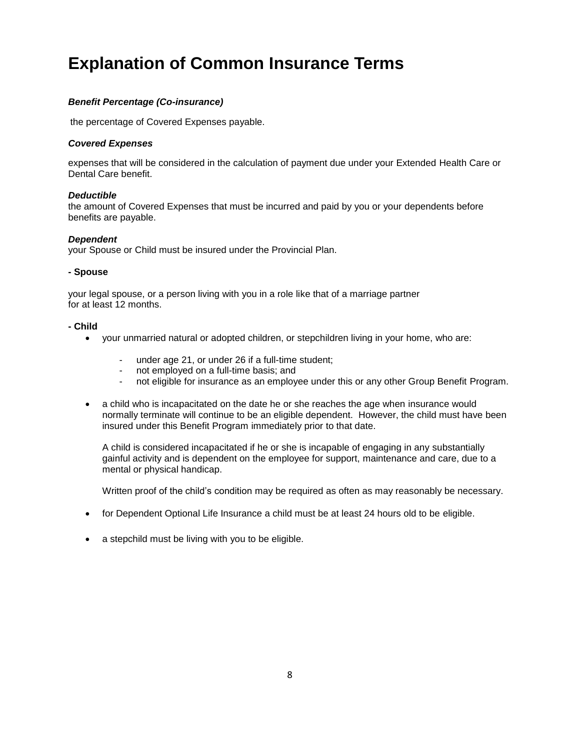# Explanation of Common Insurance Terms

***Benefit Percentage (Co-insurance)***

the percentage of Covered Expenses payable.

***Covered Expenses***

expenses that will be considered in the calculation of payment due under your Extended Health Care or Dental Care benefit.

***Deductible***

the amount of Covered Expenses that must be incurred and paid by you or your dependents before benefits are payable.

***Dependent***

your Spouse or Child must be insured under the Provincial Plan.

**- Spouse**

your legal spouse, or a person living with you in a role like that of a marriage partner for at least 12 months.

**- Child**

- your unmarried natural or adopted children, or stepchildren living in your home, who are:
  - under age 21, or under 26 if a full-time student;
  - not employed on a full-time basis; and
  - not eligible for insurance as an employee under this or any other Group Benefit Program.
- a child who is incapacitated on the date he or she reaches the age when insurance would normally terminate will continue to be an eligible dependent. However, the child must have been insured under this Benefit Program immediately prior to that date.

  A child is considered incapacitated if he or she is incapable of engaging in any substantially gainful activity and is dependent on the employee for support, maintenance and care, due to a mental or physical handicap.

  Written proof of the child's condition may be required as often as may reasonably be necessary.
- for Dependent Optional Life Insurance a child must be at least 24 hours old to be eligible.
- a stepchild must be living with you to be eligible.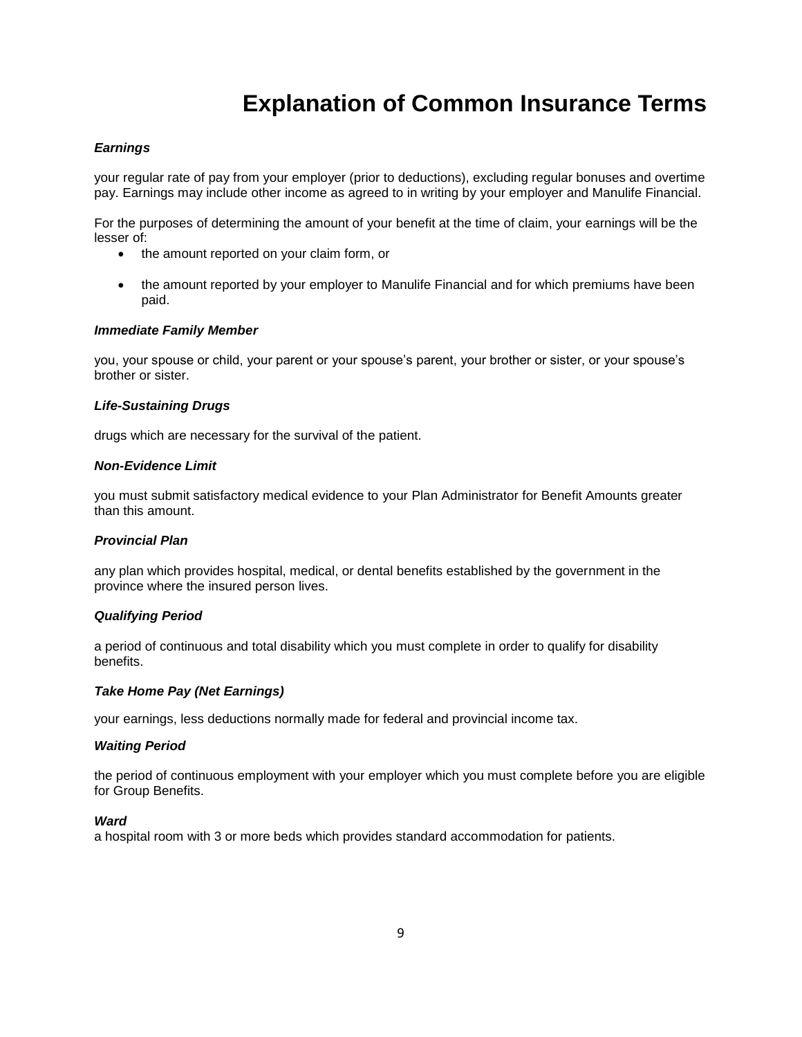# Explanation of Common Insurance Terms

***Earnings***

your regular rate of pay from your employer (prior to deductions), excluding regular bonuses and overtime pay. Earnings may include other income as agreed to in writing by your employer and Manulife Financial.

For the purposes of determining the amount of your benefit at the time of claim, your earnings will be the lesser of:

- the amount reported on your claim form, or
- the amount reported by your employer to Manulife Financial and for which premiums have been paid.

***Immediate Family Member***

you, your spouse or child, your parent or your spouse's parent, your brother or sister, or your spouse's brother or sister.

***Life-Sustaining Drugs***

drugs which are necessary for the survival of the patient.

***Non-Evidence Limit***

you must submit satisfactory medical evidence to your Plan Administrator for Benefit Amounts greater than this amount.

***Provincial Plan***

any plan which provides hospital, medical, or dental benefits established by the government in the province where the insured person lives.

***Qualifying Period***

a period of continuous and total disability which you must complete in order to qualify for disability benefits.

***Take Home Pay (Net Earnings)***

your earnings, less deductions normally made for federal and provincial income tax.

***Waiting Period***

the period of continuous employment with your employer which you must complete before you are eligible for Group Benefits.

***Ward***

a hospital room with 3 or more beds which provides standard accommodation for patients.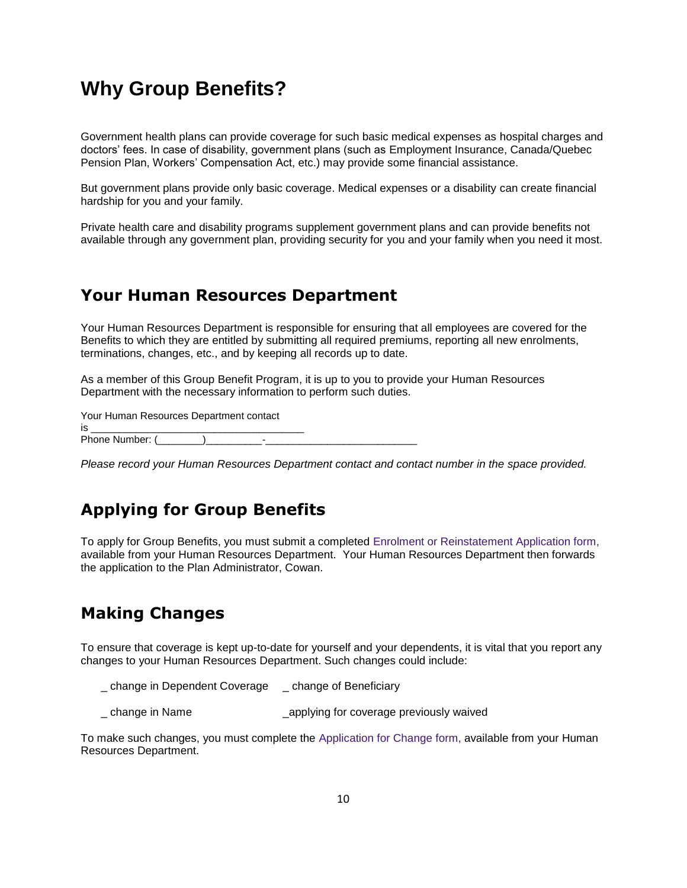# Why Group Benefits?

Government health plans can provide coverage for such basic medical expenses as hospital charges and doctors' fees. In case of disability, government plans (such as Employment Insurance, Canada/Quebec Pension Plan, Workers' Compensation Act, etc.) may provide some financial assistance.

But government plans provide only basic coverage. Medical expenses or a disability can create financial hardship for you and your family.

Private health care and disability programs supplement government plans and can provide benefits not available through any government plan, providing security for you and your family when you need it most.

## Your Human Resources Department

Your Human Resources Department is responsible for ensuring that all employees are covered for the Benefits to which they are entitled by submitting all required premiums, reporting all new enrolments, terminations, changes, etc., and by keeping all records up to date.

As a member of this Group Benefit Program, it is up to you to provide your Human Resources Department with the necessary information to perform such duties.

Your Human Resources Department contact is ____________________________________
Phone Number: (________)__________-___________________________

*Please record your Human Resources Department contact and contact number in the space provided.*

## Applying for Group Benefits

To apply for Group Benefits, you must submit a completed Enrolment or Reinstatement Application form, available from your Human Resources Department. Your Human Resources Department then forwards the application to the Plan Administrator, Cowan.

## Making Changes

To ensure that coverage is kept up-to-date for yourself and your dependents, it is vital that you report any changes to your Human Resources Department. Such changes could include:

_ change in Dependent Coverage    _ change of Beneficiary

_ change in Name    _applying for coverage previously waived

To make such changes, you must complete the Application for Change form, available from your Human Resources Department.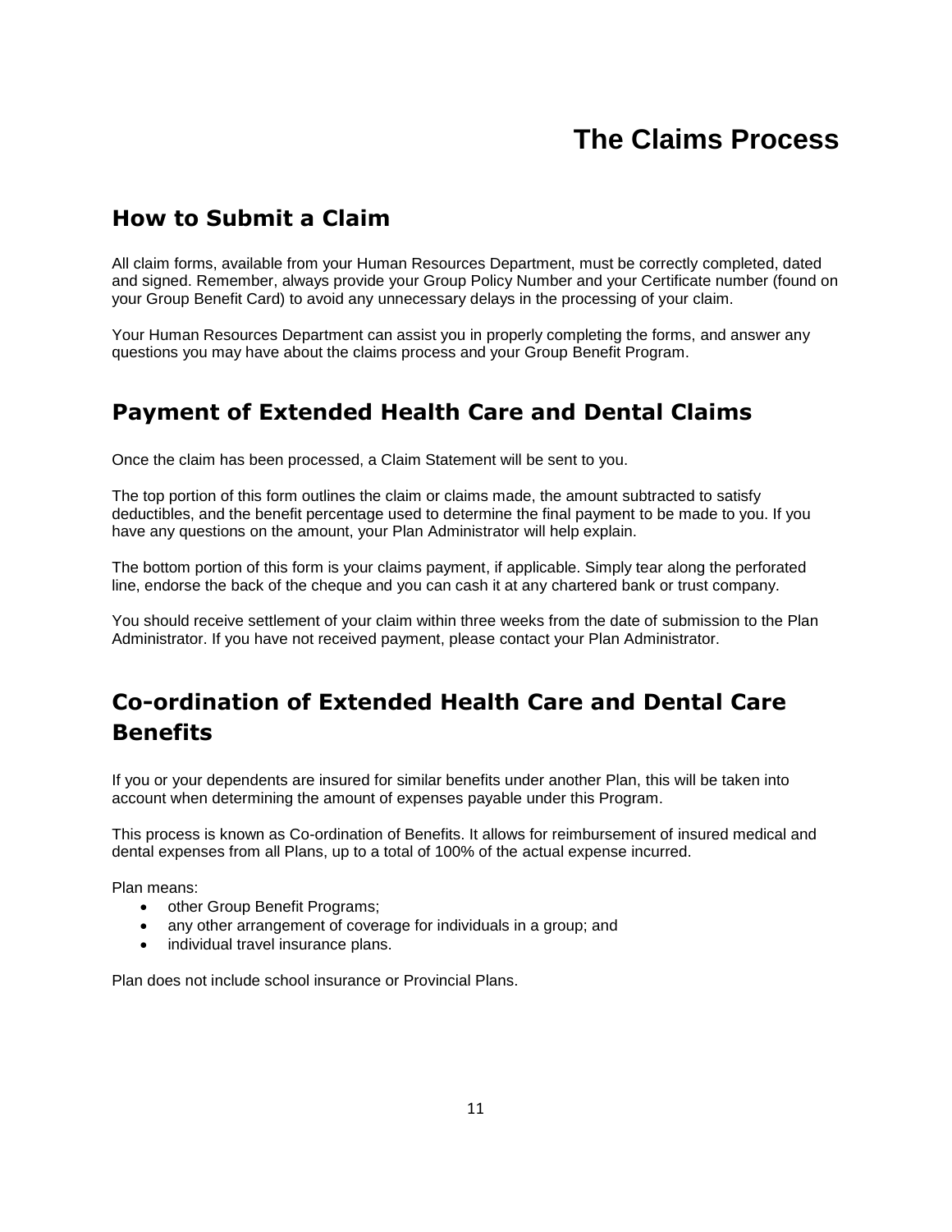# The Claims Process

## How to Submit a Claim

All claim forms, available from your Human Resources Department, must be correctly completed, dated and signed. Remember, always provide your Group Policy Number and your Certificate number (found on your Group Benefit Card) to avoid any unnecessary delays in the processing of your claim.

Your Human Resources Department can assist you in properly completing the forms, and answer any questions you may have about the claims process and your Group Benefit Program.

## Payment of Extended Health Care and Dental Claims

Once the claim has been processed, a Claim Statement will be sent to you.

The top portion of this form outlines the claim or claims made, the amount subtracted to satisfy deductibles, and the benefit percentage used to determine the final payment to be made to you. If you have any questions on the amount, your Plan Administrator will help explain.

The bottom portion of this form is your claims payment, if applicable. Simply tear along the perforated line, endorse the back of the cheque and you can cash it at any chartered bank or trust company.

You should receive settlement of your claim within three weeks from the date of submission to the Plan Administrator. If you have not received payment, please contact your Plan Administrator.

## Co-ordination of Extended Health Care and Dental Care Benefits

If you or your dependents are insured for similar benefits under another Plan, this will be taken into account when determining the amount of expenses payable under this Program.

This process is known as Co-ordination of Benefits. It allows for reimbursement of insured medical and dental expenses from all Plans, up to a total of 100% of the actual expense incurred.

Plan means:

- other Group Benefit Programs;
- any other arrangement of coverage for individuals in a group; and
- individual travel insurance plans.

Plan does not include school insurance or Provincial Plans.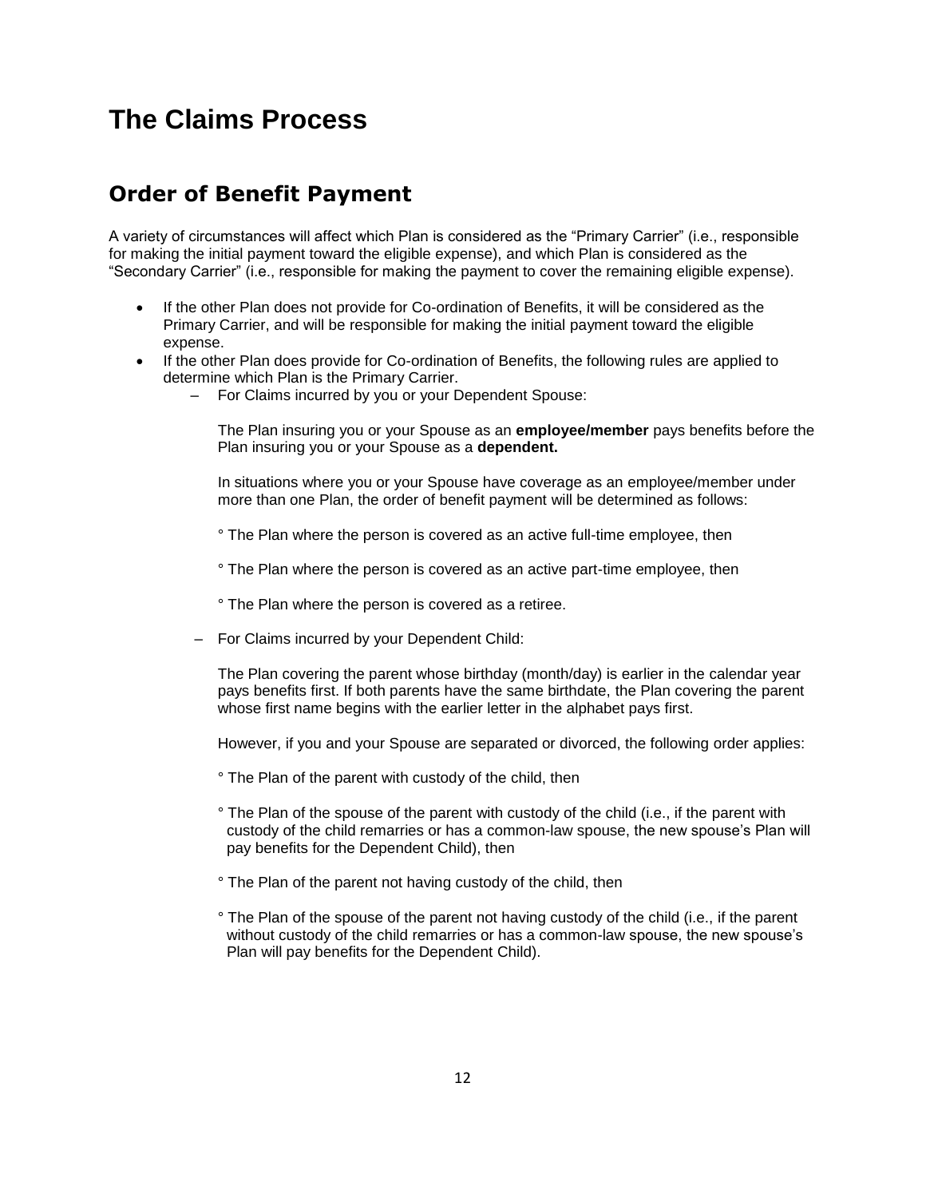# The Claims Process

## Order of Benefit Payment

A variety of circumstances will affect which Plan is considered as the “Primary Carrier” (i.e., responsible for making the initial payment toward the eligible expense), and which Plan is considered as the “Secondary Carrier” (i.e., responsible for making the payment to cover the remaining eligible expense).

- If the other Plan does not provide for Co-ordination of Benefits, it will be considered as the Primary Carrier, and will be responsible for making the initial payment toward the eligible expense.
- If the other Plan does provide for Co-ordination of Benefits, the following rules are applied to determine which Plan is the Primary Carrier.
  - For Claims incurred by you or your Dependent Spouse:

    The Plan insuring you or your Spouse as an **employee/member** pays benefits before the Plan insuring you or your Spouse as a **dependent.**

    In situations where you or your Spouse have coverage as an employee/member under more than one Plan, the order of benefit payment will be determined as follows:

    ° The Plan where the person is covered as an active full-time employee, then

    ° The Plan where the person is covered as an active part-time employee, then

    ° The Plan where the person is covered as a retiree.

  - For Claims incurred by your Dependent Child:

    The Plan covering the parent whose birthday (month/day) is earlier in the calendar year pays benefits first. If both parents have the same birthdate, the Plan covering the parent whose first name begins with the earlier letter in the alphabet pays first.

    However, if you and your Spouse are separated or divorced, the following order applies:

    ° The Plan of the parent with custody of the child, then

    ° The Plan of the spouse of the parent with custody of the child (i.e., if the parent with custody of the child remarries or has a common-law spouse, the new spouse’s Plan will pay benefits for the Dependent Child), then

    ° The Plan of the parent not having custody of the child, then

    ° The Plan of the spouse of the parent not having custody of the child (i.e., if the parent without custody of the child remarries or has a common-law spouse, the new spouse’s Plan will pay benefits for the Dependent Child).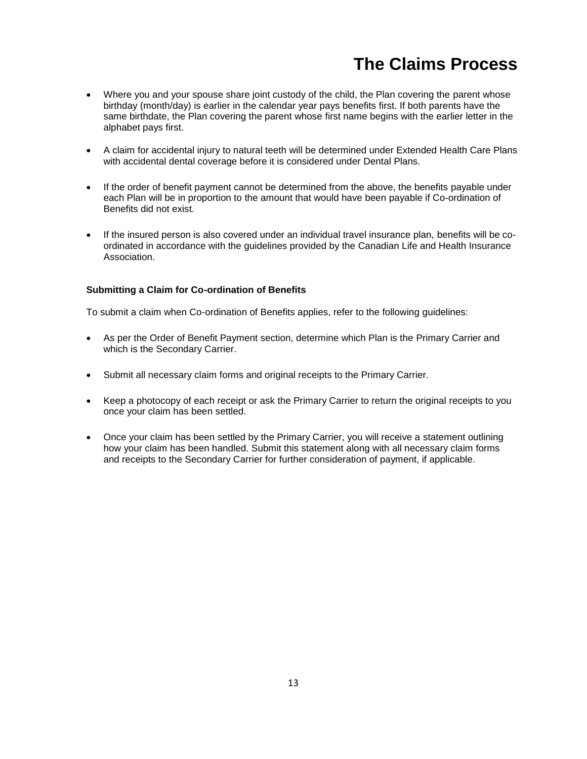# The Claims Process

- Where you and your spouse share joint custody of the child, the Plan covering the parent whose birthday (month/day) is earlier in the calendar year pays benefits first. If both parents have the same birthdate, the Plan covering the parent whose first name begins with the earlier letter in the alphabet pays first.

- A claim for accidental injury to natural teeth will be determined under Extended Health Care Plans with accidental dental coverage before it is considered under Dental Plans.

- If the order of benefit payment cannot be determined from the above, the benefits payable under each Plan will be in proportion to the amount that would have been payable if Co-ordination of Benefits did not exist.

- If the insured person is also covered under an individual travel insurance plan, benefits will be co-ordinated in accordance with the guidelines provided by the Canadian Life and Health Insurance Association.

**Submitting a Claim for Co-ordination of Benefits**

To submit a claim when Co-ordination of Benefits applies, refer to the following guidelines:

- As per the Order of Benefit Payment section, determine which Plan is the Primary Carrier and which is the Secondary Carrier.

- Submit all necessary claim forms and original receipts to the Primary Carrier.

- Keep a photocopy of each receipt or ask the Primary Carrier to return the original receipts to you once your claim has been settled.

- Once your claim has been settled by the Primary Carrier, you will receive a statement outlining how your claim has been handled. Submit this statement along with all necessary claim forms and receipts to the Secondary Carrier for further consideration of payment, if applicable.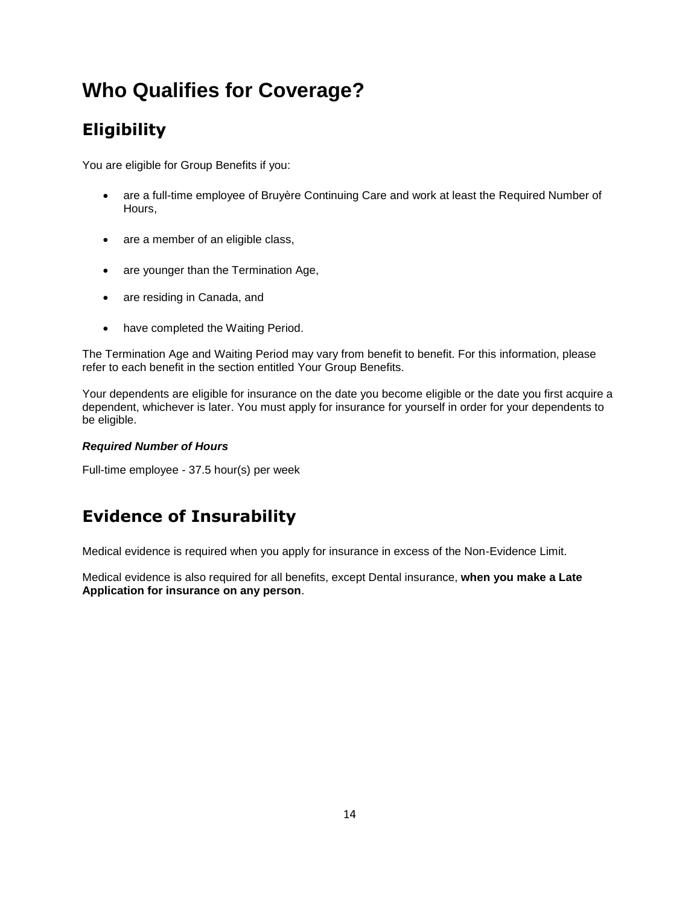# Who Qualifies for Coverage?

## Eligibility

You are eligible for Group Benefits if you:

- are a full-time employee of Bruyère Continuing Care and work at least the Required Number of Hours,
- are a member of an eligible class,
- are younger than the Termination Age,
- are residing in Canada, and
- have completed the Waiting Period.

The Termination Age and Waiting Period may vary from benefit to benefit. For this information, please refer to each benefit in the section entitled Your Group Benefits.

Your dependents are eligible for insurance on the date you become eligible or the date you first acquire a dependent, whichever is later. You must apply for insurance for yourself in order for your dependents to be eligible.

***Required Number of Hours***

Full-time employee - 37.5 hour(s) per week

## Evidence of Insurability

Medical evidence is required when you apply for insurance in excess of the Non-Evidence Limit.

Medical evidence is also required for all benefits, except Dental insurance, **when you make a Late Application for insurance on any person**.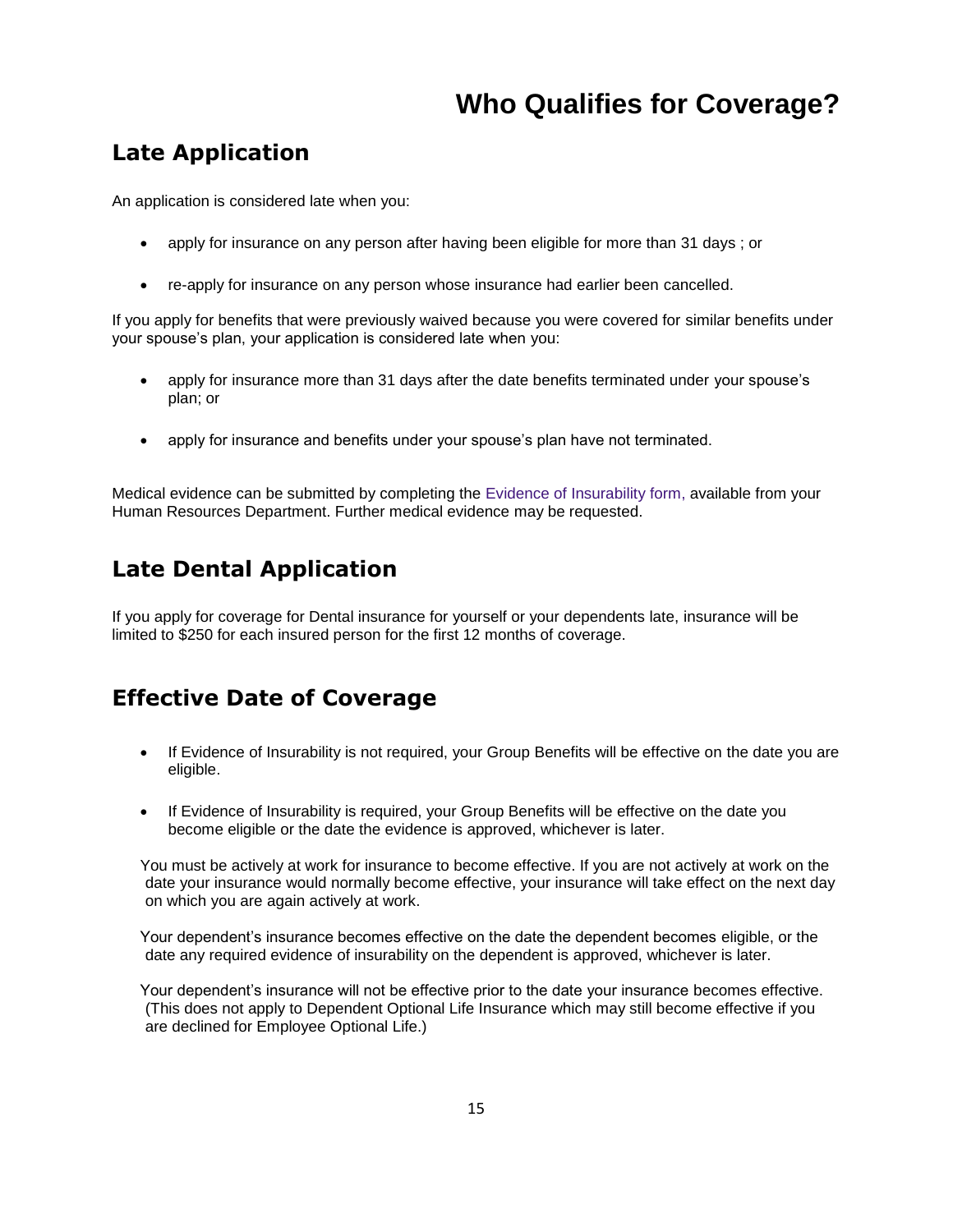# Who Qualifies for Coverage?

## Late Application

An application is considered late when you:

- apply for insurance on any person after having been eligible for more than 31 days ; or
- re-apply for insurance on any person whose insurance had earlier been cancelled.

If you apply for benefits that were previously waived because you were covered for similar benefits under your spouse's plan, your application is considered late when you:

- apply for insurance more than 31 days after the date benefits terminated under your spouse's plan; or
- apply for insurance and benefits under your spouse's plan have not terminated.

Medical evidence can be submitted by completing the Evidence of Insurability form, available from your Human Resources Department. Further medical evidence may be requested.

## Late Dental Application

If you apply for coverage for Dental insurance for yourself or your dependents late, insurance will be limited to $250 for each insured person for the first 12 months of coverage.

## Effective Date of Coverage

- If Evidence of Insurability is not required, your Group Benefits will be effective on the date you are eligible.
- If Evidence of Insurability is required, your Group Benefits will be effective on the date you become eligible or the date the evidence is approved, whichever is later.

You must be actively at work for insurance to become effective. If you are not actively at work on the date your insurance would normally become effective, your insurance will take effect on the next day on which you are again actively at work.

Your dependent's insurance becomes effective on the date the dependent becomes eligible, or the date any required evidence of insurability on the dependent is approved, whichever is later.

Your dependent's insurance will not be effective prior to the date your insurance becomes effective. (This does not apply to Dependent Optional Life Insurance which may still become effective if you are declined for Employee Optional Life.)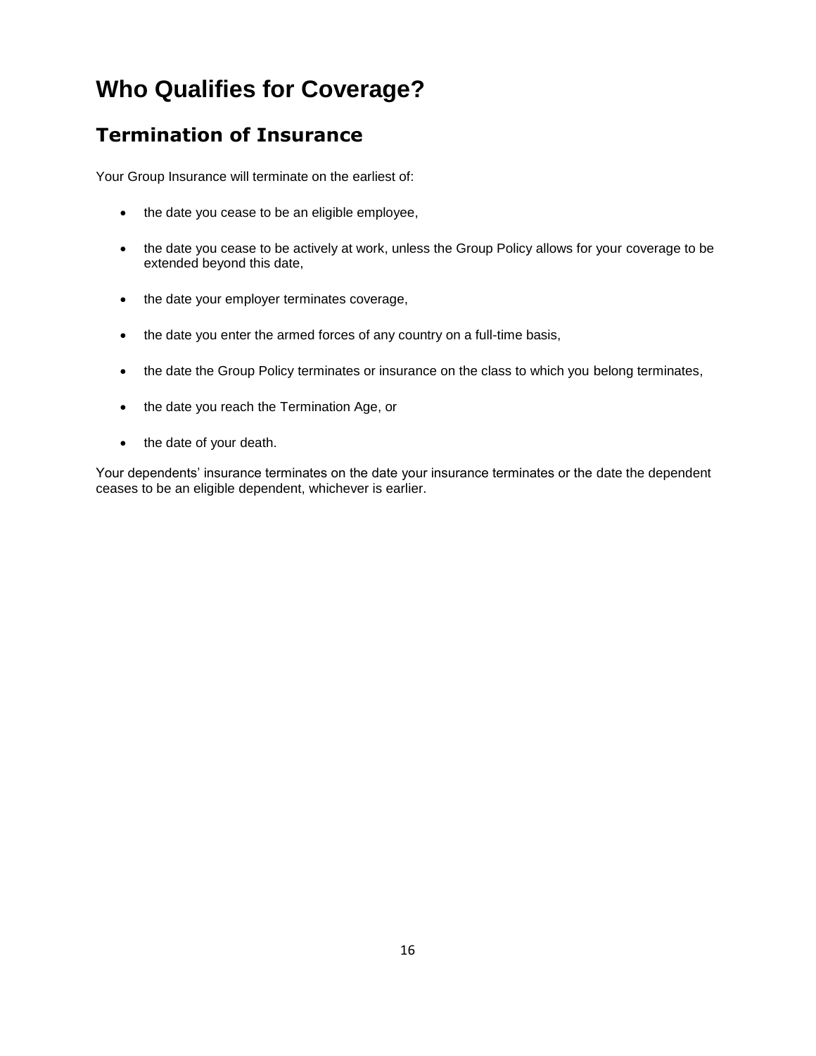# Who Qualifies for Coverage?

## Termination of Insurance

Your Group Insurance will terminate on the earliest of:

- the date you cease to be an eligible employee,
- the date you cease to be actively at work, unless the Group Policy allows for your coverage to be extended beyond this date,
- the date your employer terminates coverage,
- the date you enter the armed forces of any country on a full-time basis,
- the date the Group Policy terminates or insurance on the class to which you belong terminates,
- the date you reach the Termination Age, or
- the date of your death.

Your dependents' insurance terminates on the date your insurance terminates or the date the dependent ceases to be an eligible dependent, whichever is earlier.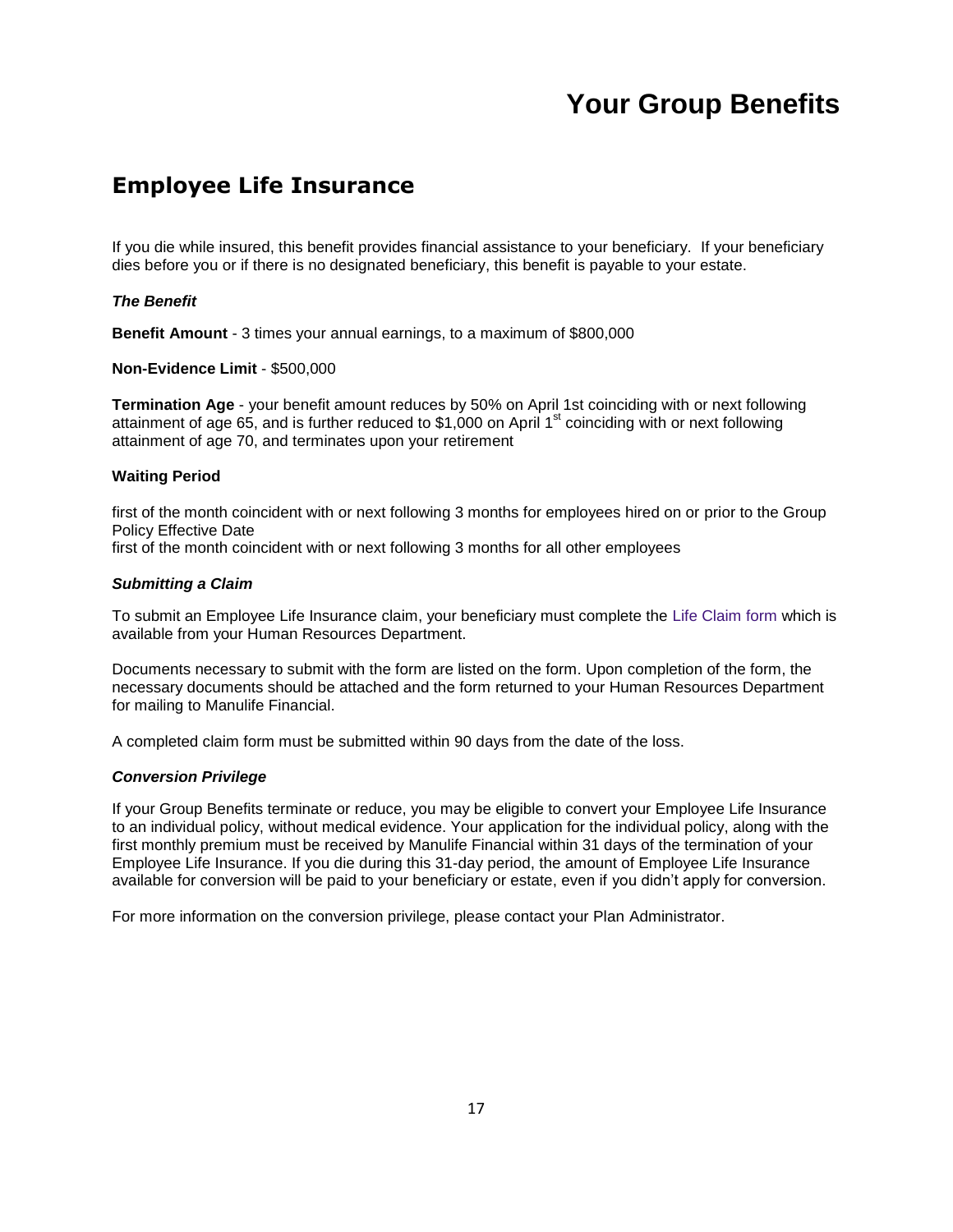# Your Group Benefits

## Employee Life Insurance

If you die while insured, this benefit provides financial assistance to your beneficiary. If your beneficiary dies before you or if there is no designated beneficiary, this benefit is payable to your estate.

***The Benefit***

**Benefit Amount** - 3 times your annual earnings, to a maximum of $800,000

**Non-Evidence Limit** - $500,000

**Termination Age** - your benefit amount reduces by 50% on April 1st coinciding with or next following attainment of age 65, and is further reduced to $1,000 on April 1st coinciding with or next following attainment of age 70, and terminates upon your retirement

**Waiting Period**

first of the month coincident with or next following 3 months for employees hired on or prior to the Group Policy Effective Date
first of the month coincident with or next following 3 months for all other employees

***Submitting a Claim***

To submit an Employee Life Insurance claim, your beneficiary must complete the Life Claim form which is available from your Human Resources Department.

Documents necessary to submit with the form are listed on the form. Upon completion of the form, the necessary documents should be attached and the form returned to your Human Resources Department for mailing to Manulife Financial.

A completed claim form must be submitted within 90 days from the date of the loss.

***Conversion Privilege***

If your Group Benefits terminate or reduce, you may be eligible to convert your Employee Life Insurance to an individual policy, without medical evidence. Your application for the individual policy, along with the first monthly premium must be received by Manulife Financial within 31 days of the termination of your Employee Life Insurance. If you die during this 31-day period, the amount of Employee Life Insurance available for conversion will be paid to your beneficiary or estate, even if you didn't apply for conversion.

For more information on the conversion privilege, please contact your Plan Administrator.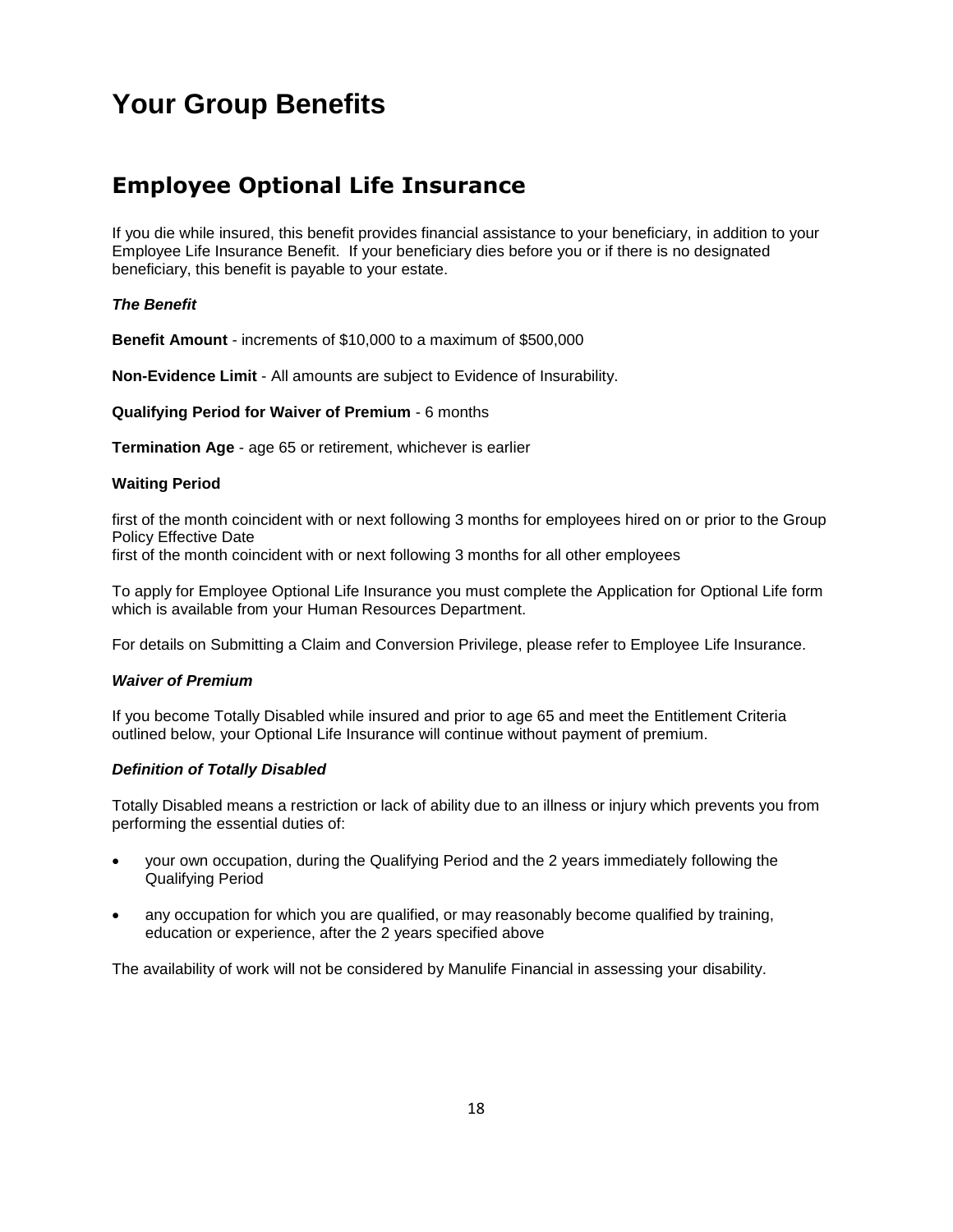# Your Group Benefits

## Employee Optional Life Insurance

If you die while insured, this benefit provides financial assistance to your beneficiary, in addition to your Employee Life Insurance Benefit. If your beneficiary dies before you or if there is no designated beneficiary, this benefit is payable to your estate.

***The Benefit***

**Benefit Amount** - increments of $10,000 to a maximum of $500,000

**Non-Evidence Limit** - All amounts are subject to Evidence of Insurability.

**Qualifying Period for Waiver of Premium** - 6 months

**Termination Age** - age 65 or retirement, whichever is earlier

**Waiting Period**

first of the month coincident with or next following 3 months for employees hired on or prior to the Group Policy Effective Date
first of the month coincident with or next following 3 months for all other employees

To apply for Employee Optional Life Insurance you must complete the Application for Optional Life form which is available from your Human Resources Department.

For details on Submitting a Claim and Conversion Privilege, please refer to Employee Life Insurance.

***Waiver of Premium***

If you become Totally Disabled while insured and prior to age 65 and meet the Entitlement Criteria outlined below, your Optional Life Insurance will continue without payment of premium.

***Definition of Totally Disabled***

Totally Disabled means a restriction or lack of ability due to an illness or injury which prevents you from performing the essential duties of:

- your own occupation, during the Qualifying Period and the 2 years immediately following the Qualifying Period
- any occupation for which you are qualified, or may reasonably become qualified by training, education or experience, after the 2 years specified above

The availability of work will not be considered by Manulife Financial in assessing your disability.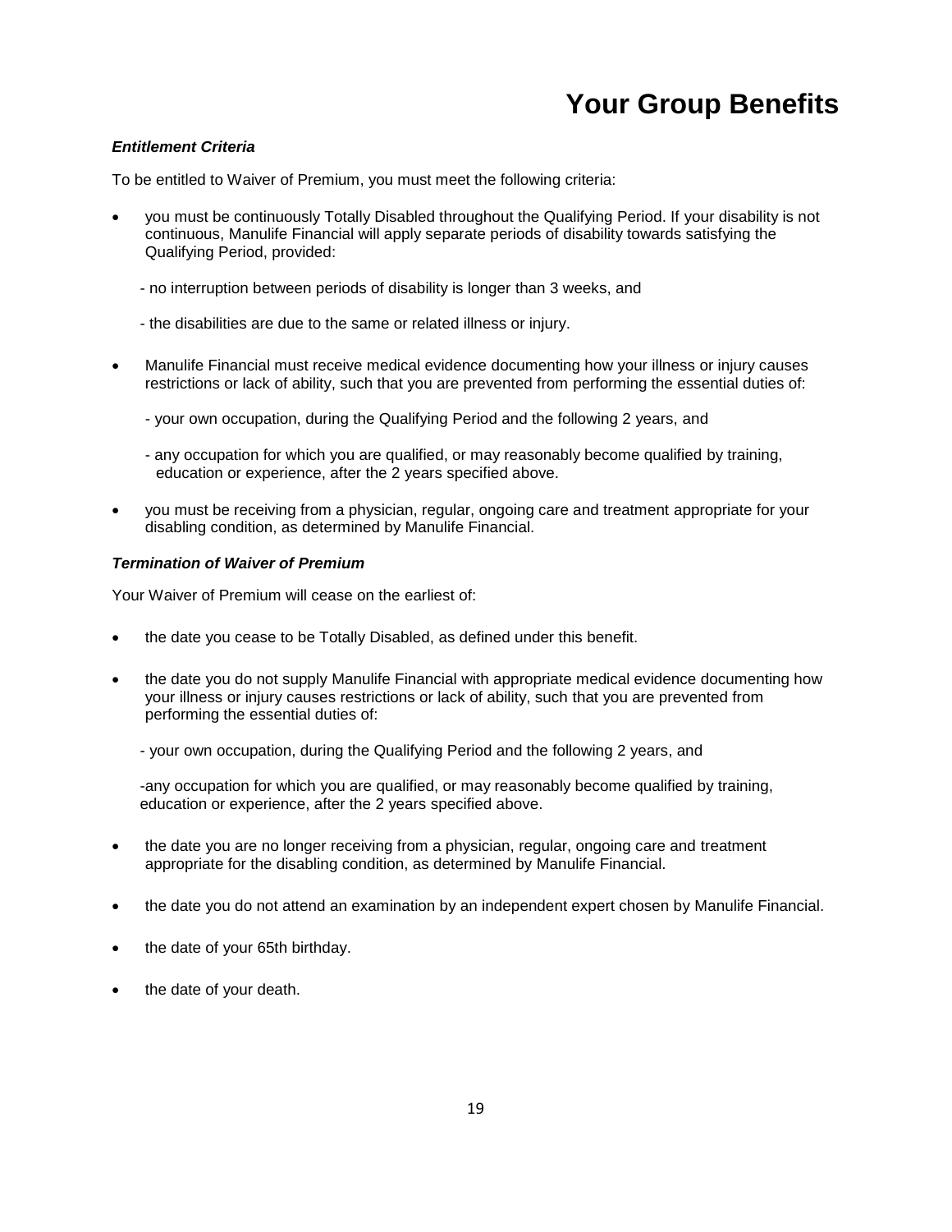***Entitlement Criteria***

To be entitled to Waiver of Premium, you must meet the following criteria:

- you must be continuously Totally Disabled throughout the Qualifying Period. If your disability is not continuous, Manulife Financial will apply separate periods of disability towards satisfying the Qualifying Period, provided:

  - no interruption between periods of disability is longer than 3 weeks, and

  - the disabilities are due to the same or related illness or injury.

- Manulife Financial must receive medical evidence documenting how your illness or injury causes restrictions or lack of ability, such that you are prevented from performing the essential duties of:

  - your own occupation, during the Qualifying Period and the following 2 years, and

  - any occupation for which you are qualified, or may reasonably become qualified by training, education or experience, after the 2 years specified above.

- you must be receiving from a physician, regular, ongoing care and treatment appropriate for your disabling condition, as determined by Manulife Financial.

***Termination of Waiver of Premium***

Your Waiver of Premium will cease on the earliest of:

- the date you cease to be Totally Disabled, as defined under this benefit.

- the date you do not supply Manulife Financial with appropriate medical evidence documenting how your illness or injury causes restrictions or lack of ability, such that you are prevented from performing the essential duties of:

  - your own occupation, during the Qualifying Period and the following 2 years, and

  - any occupation for which you are qualified, or may reasonably become qualified by training, education or experience, after the 2 years specified above.

- the date you are no longer receiving from a physician, regular, ongoing care and treatment appropriate for the disabling condition, as determined by Manulife Financial.

- the date you do not attend an examination by an independent expert chosen by Manulife Financial.

- the date of your 65th birthday.

- the date of your death.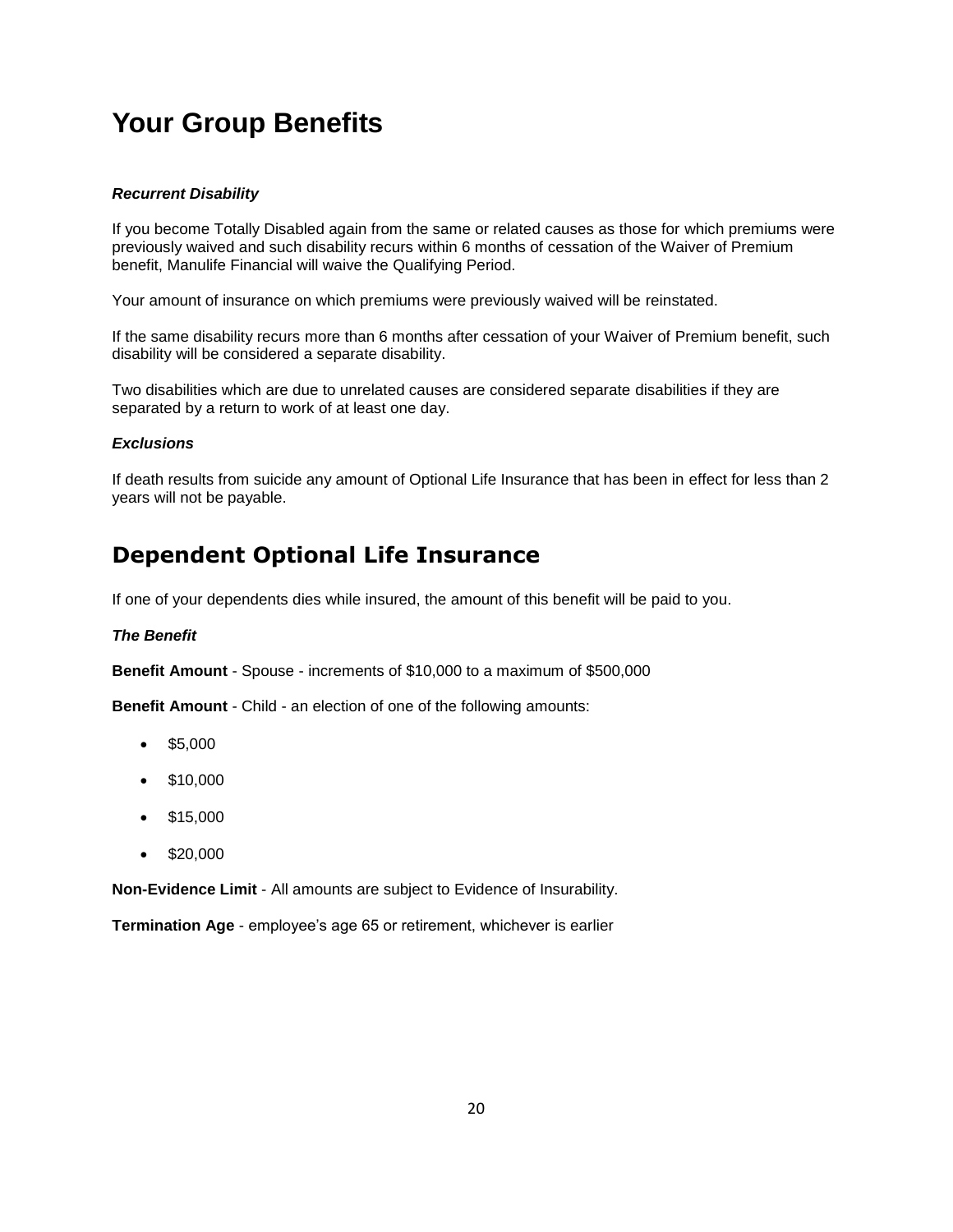# Your Group Benefits

***Recurrent Disability***

If you become Totally Disabled again from the same or related causes as those for which premiums were previously waived and such disability recurs within 6 months of cessation of the Waiver of Premium benefit, Manulife Financial will waive the Qualifying Period.

Your amount of insurance on which premiums were previously waived will be reinstated.

If the same disability recurs more than 6 months after cessation of your Waiver of Premium benefit, such disability will be considered a separate disability.

Two disabilities which are due to unrelated causes are considered separate disabilities if they are separated by a return to work of at least one day.

***Exclusions***

If death results from suicide any amount of Optional Life Insurance that has been in effect for less than 2 years will not be payable.

## Dependent Optional Life Insurance

If one of your dependents dies while insured, the amount of this benefit will be paid to you.

***The Benefit***

**Benefit Amount** - Spouse - increments of $10,000 to a maximum of $500,000

**Benefit Amount** - Child - an election of one of the following amounts:

- $5,000
- $10,000
- $15,000
- $20,000

**Non-Evidence Limit** - All amounts are subject to Evidence of Insurability.

**Termination Age** - employee's age 65 or retirement, whichever is earlier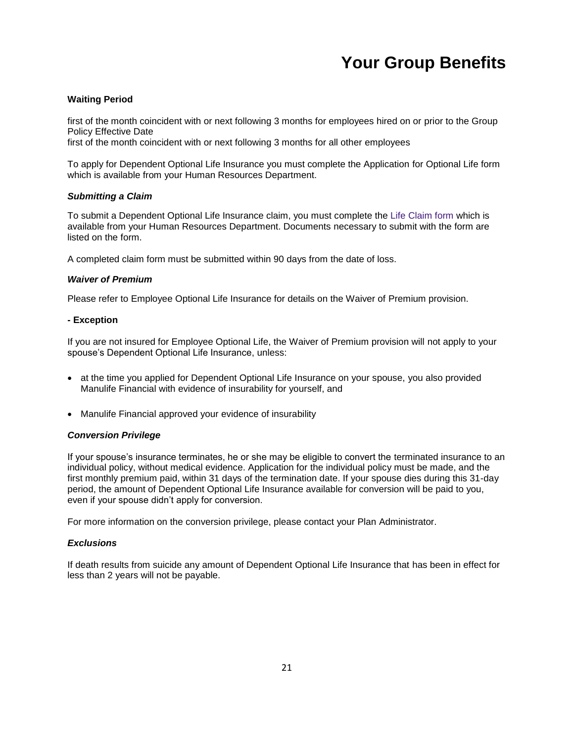# Your Group Benefits

**Waiting Period**

first of the month coincident with or next following 3 months for employees hired on or prior to the Group Policy Effective Date
first of the month coincident with or next following 3 months for all other employees

To apply for Dependent Optional Life Insurance you must complete the Application for Optional Life form which is available from your Human Resources Department.

***Submitting a Claim***

To submit a Dependent Optional Life Insurance claim, you must complete the Life Claim form which is available from your Human Resources Department. Documents necessary to submit with the form are listed on the form.

A completed claim form must be submitted within 90 days from the date of loss.

***Waiver of Premium***

Please refer to Employee Optional Life Insurance for details on the Waiver of Premium provision.

**- Exception**

If you are not insured for Employee Optional Life, the Waiver of Premium provision will not apply to your spouse's Dependent Optional Life Insurance, unless:

- at the time you applied for Dependent Optional Life Insurance on your spouse, you also provided Manulife Financial with evidence of insurability for yourself, and
- Manulife Financial approved your evidence of insurability

***Conversion Privilege***

If your spouse's insurance terminates, he or she may be eligible to convert the terminated insurance to an individual policy, without medical evidence. Application for the individual policy must be made, and the first monthly premium paid, within 31 days of the termination date. If your spouse dies during this 31-day period, the amount of Dependent Optional Life Insurance available for conversion will be paid to you, even if your spouse didn't apply for conversion.

For more information on the conversion privilege, please contact your Plan Administrator.

***Exclusions***

If death results from suicide any amount of Dependent Optional Life Insurance that has been in effect for less than 2 years will not be payable.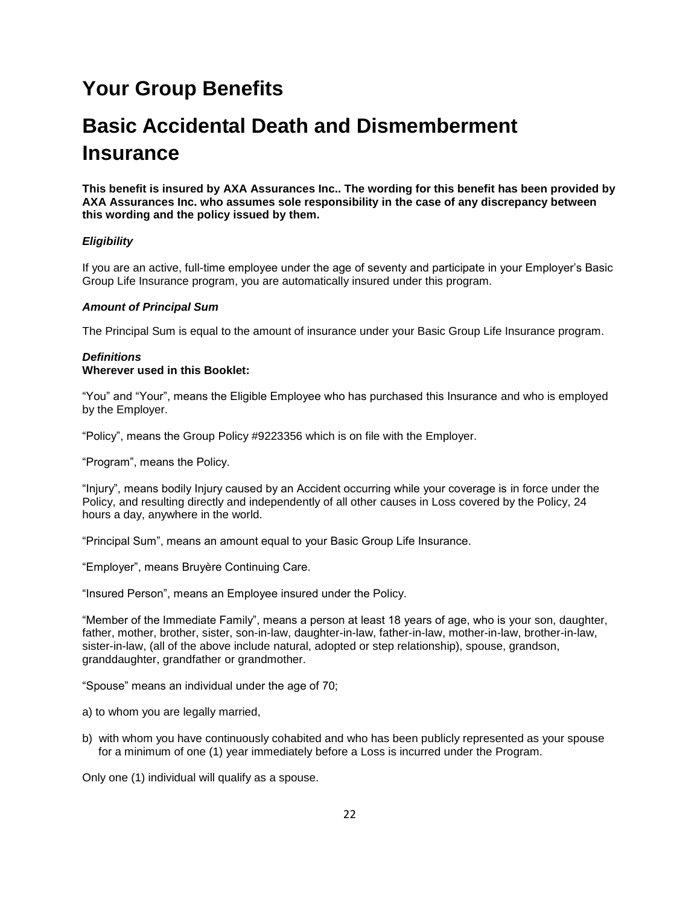# Your Group Benefits

# Basic Accidental Death and Dismemberment Insurance

**This benefit is insured by AXA Assurances Inc.. The wording for this benefit has been provided by AXA Assurances Inc. who assumes sole responsibility in the case of any discrepancy between this wording and the policy issued by them.**

***Eligibility***

If you are an active, full-time employee under the age of seventy and participate in your Employer's Basic Group Life Insurance program, you are automatically insured under this program.

***Amount of Principal Sum***

The Principal Sum is equal to the amount of insurance under your Basic Group Life Insurance program.

***Definitions***
**Wherever used in this Booklet:**

"You" and "Your", means the Eligible Employee who has purchased this Insurance and who is employed by the Employer.

"Policy", means the Group Policy #9223356 which is on file with the Employer.

"Program", means the Policy.

"Injury", means bodily Injury caused by an Accident occurring while your coverage is in force under the Policy, and resulting directly and independently of all other causes in Loss covered by the Policy, 24 hours a day, anywhere in the world.

"Principal Sum", means an amount equal to your Basic Group Life Insurance.

"Employer", means Bruyère Continuing Care.

"Insured Person", means an Employee insured under the Policy.

"Member of the Immediate Family", means a person at least 18 years of age, who is your son, daughter, father, mother, brother, sister, son-in-law, daughter-in-law, father-in-law, mother-in-law, brother-in-law, sister-in-law, (all of the above include natural, adopted or step relationship), spouse, grandson, granddaughter, grandfather or grandmother.

"Spouse" means an individual under the age of 70;

a) to whom you are legally married,

b) with whom you have continuously cohabited and who has been publicly represented as your spouse for a minimum of one (1) year immediately before a Loss is incurred under the Program.

Only one (1) individual will qualify as a spouse.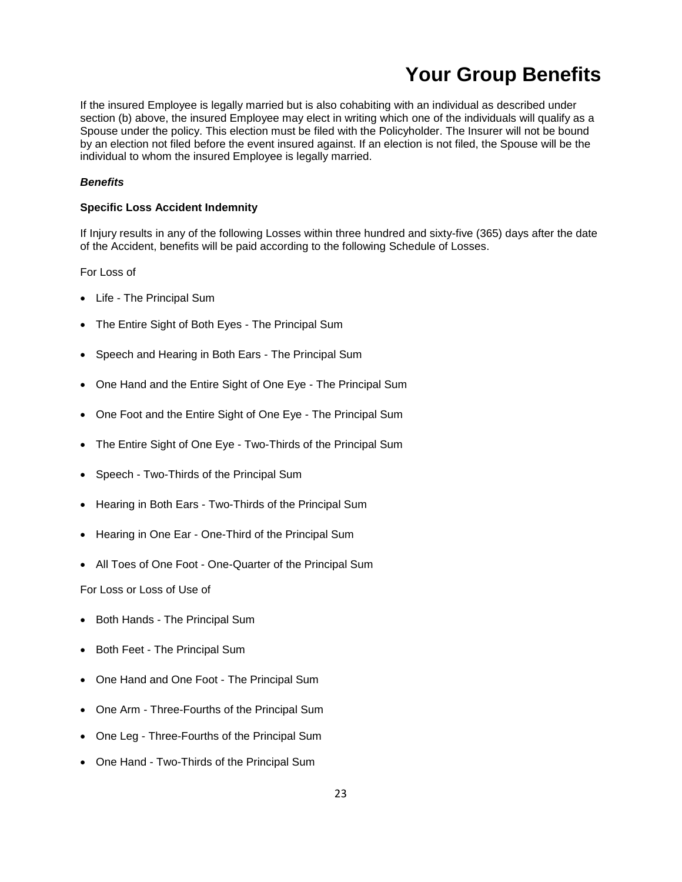# Your Group Benefits

If the insured Employee is legally married but is also cohabiting with an individual as described under section (b) above, the insured Employee may elect in writing which one of the individuals will qualify as a Spouse under the policy. This election must be filed with the Policyholder. The Insurer will not be bound by an election not filed before the event insured against. If an election is not filed, the Spouse will be the individual to whom the insured Employee is legally married.

***Benefits***

**Specific Loss Accident Indemnity**

If Injury results in any of the following Losses within three hundred and sixty-five (365) days after the date of the Accident, benefits will be paid according to the following Schedule of Losses.

For Loss of

- Life - The Principal Sum
- The Entire Sight of Both Eyes - The Principal Sum
- Speech and Hearing in Both Ears - The Principal Sum
- One Hand and the Entire Sight of One Eye - The Principal Sum
- One Foot and the Entire Sight of One Eye - The Principal Sum
- The Entire Sight of One Eye - Two-Thirds of the Principal Sum
- Speech - Two-Thirds of the Principal Sum
- Hearing in Both Ears - Two-Thirds of the Principal Sum
- Hearing in One Ear - One-Third of the Principal Sum
- All Toes of One Foot - One-Quarter of the Principal Sum

For Loss or Loss of Use of

- Both Hands - The Principal Sum
- Both Feet - The Principal Sum
- One Hand and One Foot - The Principal Sum
- One Arm - Three-Fourths of the Principal Sum
- One Leg - Three-Fourths of the Principal Sum
- One Hand - Two-Thirds of the Principal Sum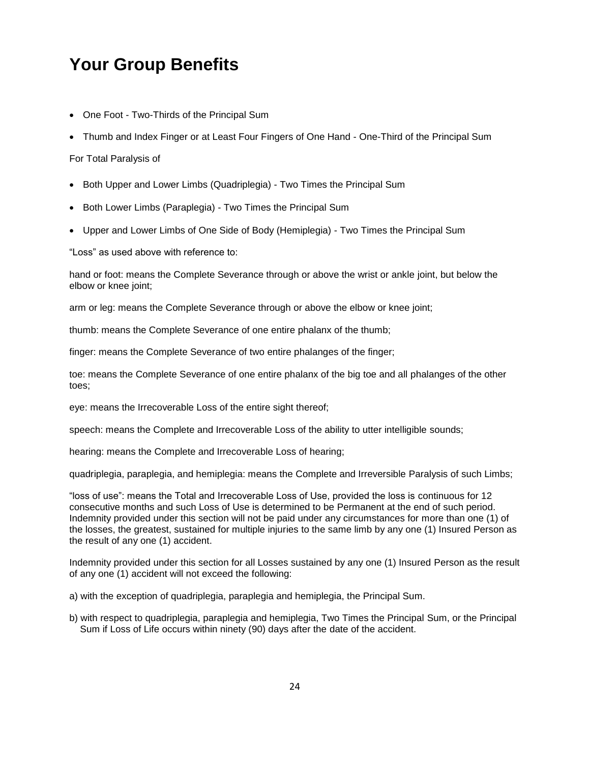# Your Group Benefits

- One Foot - Two-Thirds of the Principal Sum
- Thumb and Index Finger or at Least Four Fingers of One Hand - One-Third of the Principal Sum

For Total Paralysis of

- Both Upper and Lower Limbs (Quadriplegia) - Two Times the Principal Sum
- Both Lower Limbs (Paraplegia) - Two Times the Principal Sum
- Upper and Lower Limbs of One Side of Body (Hemiplegia) - Two Times the Principal Sum

“Loss” as used above with reference to:

hand or foot: means the Complete Severance through or above the wrist or ankle joint, but below the elbow or knee joint;

arm or leg: means the Complete Severance through or above the elbow or knee joint;

thumb: means the Complete Severance of one entire phalanx of the thumb;

finger: means the Complete Severance of two entire phalanges of the finger;

toe: means the Complete Severance of one entire phalanx of the big toe and all phalanges of the other toes;

eye: means the Irrecoverable Loss of the entire sight thereof;

speech: means the Complete and Irrecoverable Loss of the ability to utter intelligible sounds;

hearing: means the Complete and Irrecoverable Loss of hearing;

quadriplegia, paraplegia, and hemiplegia: means the Complete and Irreversible Paralysis of such Limbs;

“loss of use”: means the Total and Irrecoverable Loss of Use, provided the loss is continuous for 12 consecutive months and such Loss of Use is determined to be Permanent at the end of such period. Indemnity provided under this section will not be paid under any circumstances for more than one (1) of the losses, the greatest, sustained for multiple injuries to the same limb by any one (1) Insured Person as the result of any one (1) accident.

Indemnity provided under this section for all Losses sustained by any one (1) Insured Person as the result of any one (1) accident will not exceed the following:

a) with the exception of quadriplegia, paraplegia and hemiplegia, the Principal Sum.

b) with respect to quadriplegia, paraplegia and hemiplegia, Two Times the Principal Sum, or the Principal Sum if Loss of Life occurs within ninety (90) days after the date of the accident.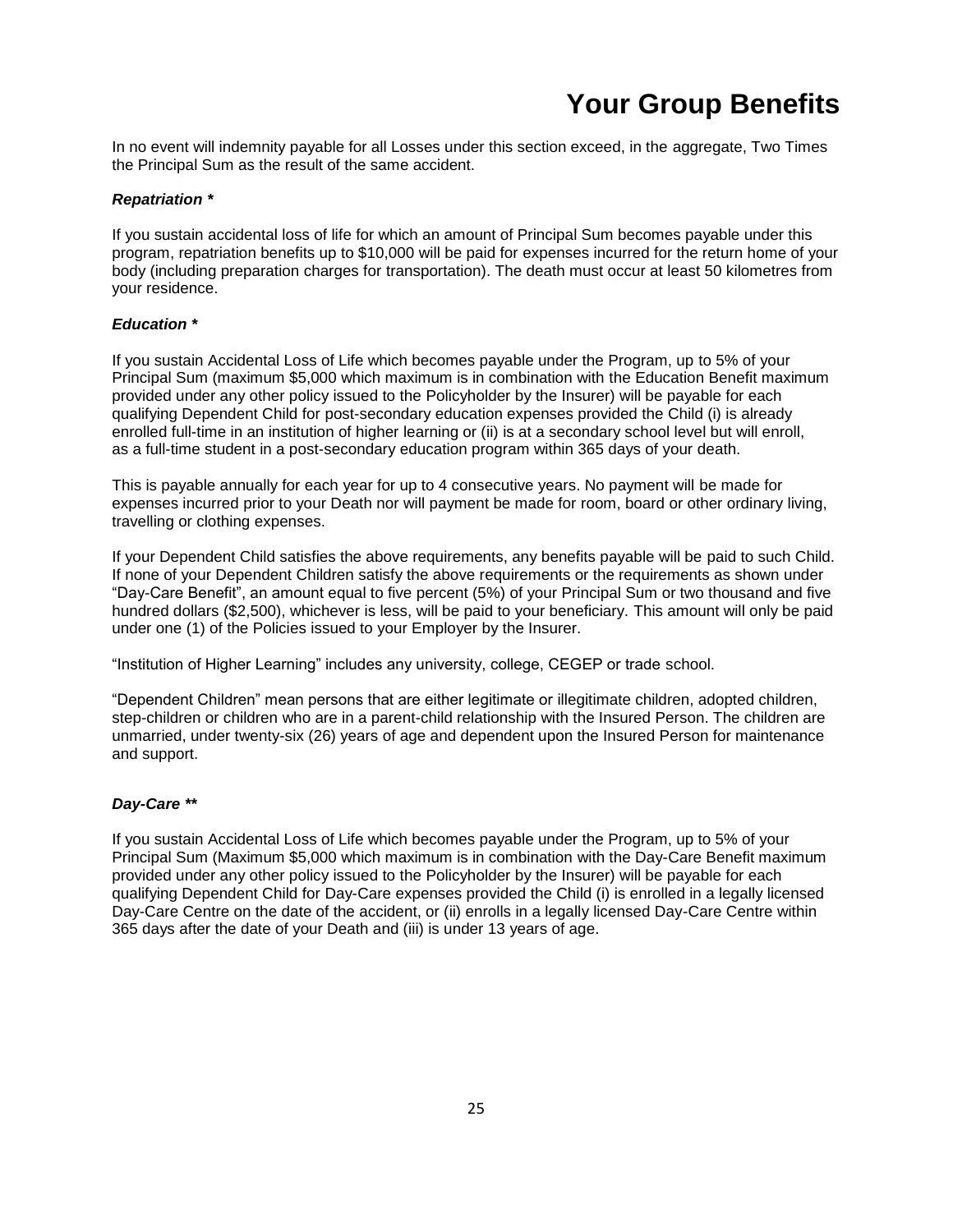In no event will indemnity payable for all Losses under this section exceed, in the aggregate, Two Times the Principal Sum as the result of the same accident.

***Repatriation ****

If you sustain accidental loss of life for which an amount of Principal Sum becomes payable under this program, repatriation benefits up to $10,000 will be paid for expenses incurred for the return home of your body (including preparation charges for transportation). The death must occur at least 50 kilometres from your residence.

***Education ****

If you sustain Accidental Loss of Life which becomes payable under the Program, up to 5% of your Principal Sum (maximum $5,000 which maximum is in combination with the Education Benefit maximum provided under any other policy issued to the Policyholder by the Insurer) will be payable for each qualifying Dependent Child for post-secondary education expenses provided the Child (i) is already enrolled full-time in an institution of higher learning or (ii) is at a secondary school level but will enroll, as a full-time student in a post-secondary education program within 365 days of your death.

This is payable annually for each year for up to 4 consecutive years. No payment will be made for expenses incurred prior to your Death nor will payment be made for room, board or other ordinary living, travelling or clothing expenses.

If your Dependent Child satisfies the above requirements, any benefits payable will be paid to such Child. If none of your Dependent Children satisfy the above requirements or the requirements as shown under "Day-Care Benefit", an amount equal to five percent (5%) of your Principal Sum or two thousand and five hundred dollars ($2,500), whichever is less, will be paid to your beneficiary. This amount will only be paid under one (1) of the Policies issued to your Employer by the Insurer.

"Institution of Higher Learning" includes any university, college, CEGEP or trade school.

"Dependent Children" mean persons that are either legitimate or illegitimate children, adopted children, step-children or children who are in a parent-child relationship with the Insured Person. The children are unmarried, under twenty-six (26) years of age and dependent upon the Insured Person for maintenance and support.

***Day-Care *****

If you sustain Accidental Loss of Life which becomes payable under the Program, up to 5% of your Principal Sum (Maximum $5,000 which maximum is in combination with the Day-Care Benefit maximum provided under any other policy issued to the Policyholder by the Insurer) will be payable for each qualifying Dependent Child for Day-Care expenses provided the Child (i) is enrolled in a legally licensed Day-Care Centre on the date of the accident, or (ii) enrolls in a legally licensed Day-Care Centre within 365 days after the date of your Death and (iii) is under 13 years of age.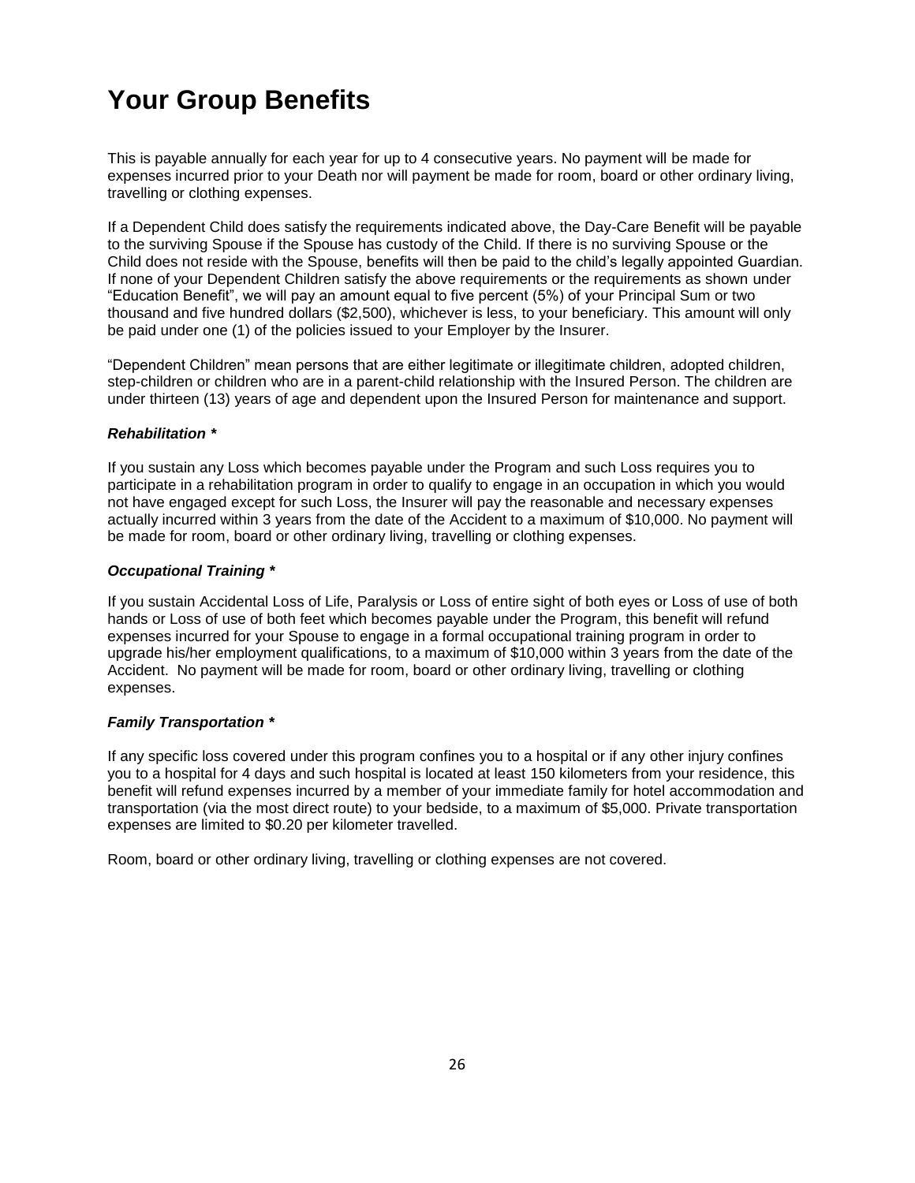# Your Group Benefits

This is payable annually for each year for up to 4 consecutive years. No payment will be made for expenses incurred prior to your Death nor will payment be made for room, board or other ordinary living, travelling or clothing expenses.

If a Dependent Child does satisfy the requirements indicated above, the Day-Care Benefit will be payable to the surviving Spouse if the Spouse has custody of the Child. If there is no surviving Spouse or the Child does not reside with the Spouse, benefits will then be paid to the child's legally appointed Guardian. If none of your Dependent Children satisfy the above requirements or the requirements as shown under "Education Benefit", we will pay an amount equal to five percent (5%) of your Principal Sum or two thousand and five hundred dollars ($2,500), whichever is less, to your beneficiary. This amount will only be paid under one (1) of the policies issued to your Employer by the Insurer.

"Dependent Children" mean persons that are either legitimate or illegitimate children, adopted children, step-children or children who are in a parent-child relationship with the Insured Person. The children are under thirteen (13) years of age and dependent upon the Insured Person for maintenance and support.

***Rehabilitation \****

If you sustain any Loss which becomes payable under the Program and such Loss requires you to participate in a rehabilitation program in order to qualify to engage in an occupation in which you would not have engaged except for such Loss, the Insurer will pay the reasonable and necessary expenses actually incurred within 3 years from the date of the Accident to a maximum of $10,000. No payment will be made for room, board or other ordinary living, travelling or clothing expenses.

***Occupational Training \****

If you sustain Accidental Loss of Life, Paralysis or Loss of entire sight of both eyes or Loss of use of both hands or Loss of use of both feet which becomes payable under the Program, this benefit will refund expenses incurred for your Spouse to engage in a formal occupational training program in order to upgrade his/her employment qualifications, to a maximum of $10,000 within 3 years from the date of the Accident. No payment will be made for room, board or other ordinary living, travelling or clothing expenses.

***Family Transportation \****

If any specific loss covered under this program confines you to a hospital or if any other injury confines you to a hospital for 4 days and such hospital is located at least 150 kilometers from your residence, this benefit will refund expenses incurred by a member of your immediate family for hotel accommodation and transportation (via the most direct route) to your bedside, to a maximum of $5,000. Private transportation expenses are limited to $0.20 per kilometer travelled.

Room, board or other ordinary living, travelling or clothing expenses are not covered.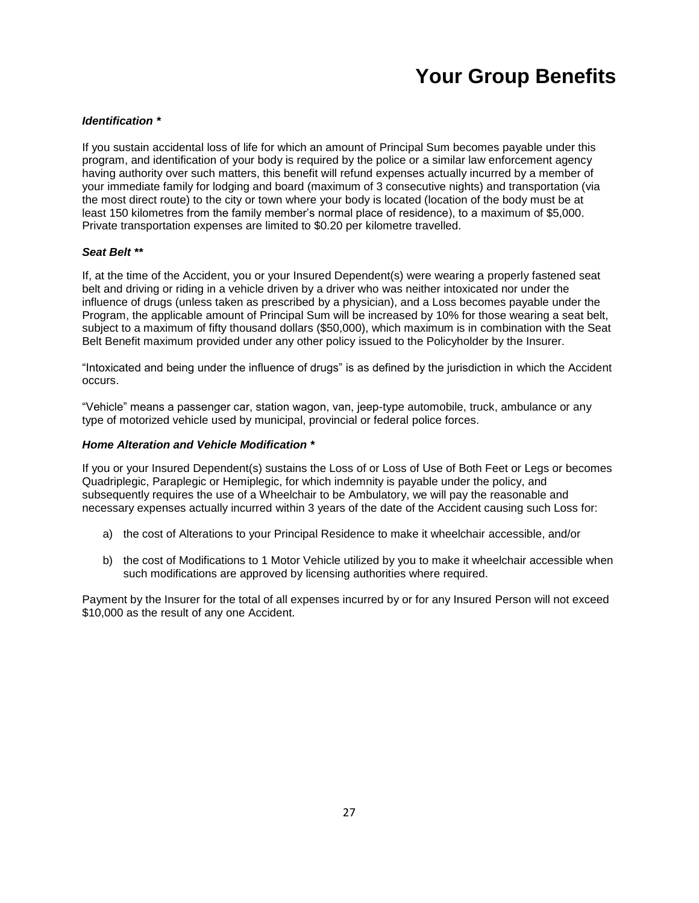### *Identification \**

If you sustain accidental loss of life for which an amount of Principal Sum becomes payable under this program, and identification of your body is required by the police or a similar law enforcement agency having authority over such matters, this benefit will refund expenses actually incurred by a member of your immediate family for lodging and board (maximum of 3 consecutive nights) and transportation (via the most direct route) to the city or town where your body is located (location of the body must be at least 150 kilometres from the family member's normal place of residence), to a maximum of $5,000. Private transportation expenses are limited to $0.20 per kilometre travelled.

### *Seat Belt \*\**

If, at the time of the Accident, you or your Insured Dependent(s) were wearing a properly fastened seat belt and driving or riding in a vehicle driven by a driver who was neither intoxicated nor under the influence of drugs (unless taken as prescribed by a physician), and a Loss becomes payable under the Program, the applicable amount of Principal Sum will be increased by 10% for those wearing a seat belt, subject to a maximum of fifty thousand dollars ($50,000), which maximum is in combination with the Seat Belt Benefit maximum provided under any other policy issued to the Policyholder by the Insurer.

"Intoxicated and being under the influence of drugs" is as defined by the jurisdiction in which the Accident occurs.

"Vehicle" means a passenger car, station wagon, van, jeep-type automobile, truck, ambulance or any type of motorized vehicle used by municipal, provincial or federal police forces.

### *Home Alteration and Vehicle Modification \**

If you or your Insured Dependent(s) sustains the Loss of or Loss of Use of Both Feet or Legs or becomes Quadriplegic, Paraplegic or Hemiplegic, for which indemnity is payable under the policy, and subsequently requires the use of a Wheelchair to be Ambulatory, we will pay the reasonable and necessary expenses actually incurred within 3 years of the date of the Accident causing such Loss for:

a) the cost of Alterations to your Principal Residence to make it wheelchair accessible, and/or

b) the cost of Modifications to 1 Motor Vehicle utilized by you to make it wheelchair accessible when such modifications are approved by licensing authorities where required.

Payment by the Insurer for the total of all expenses incurred by or for any Insured Person will not exceed $10,000 as the result of any one Accident.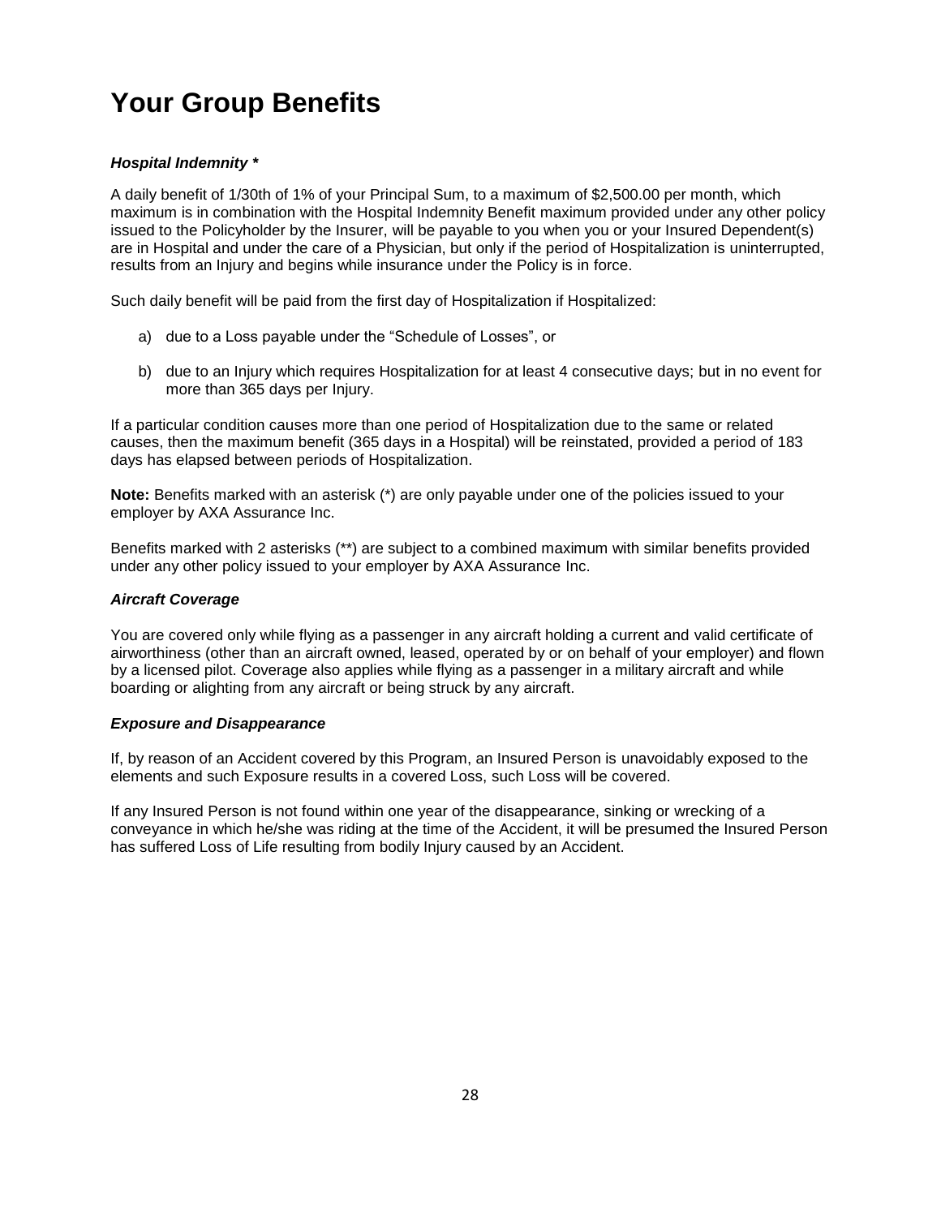# Your Group Benefits

***Hospital Indemnity \****

A daily benefit of 1/30th of 1% of your Principal Sum, to a maximum of $2,500.00 per month, which maximum is in combination with the Hospital Indemnity Benefit maximum provided under any other policy issued to the Policyholder by the Insurer, will be payable to you when you or your Insured Dependent(s) are in Hospital and under the care of a Physician, but only if the period of Hospitalization is uninterrupted, results from an Injury and begins while insurance under the Policy is in force.

Such daily benefit will be paid from the first day of Hospitalization if Hospitalized:

a) due to a Loss payable under the "Schedule of Losses", or

b) due to an Injury which requires Hospitalization for at least 4 consecutive days; but in no event for more than 365 days per Injury.

If a particular condition causes more than one period of Hospitalization due to the same or related causes, then the maximum benefit (365 days in a Hospital) will be reinstated, provided a period of 183 days has elapsed between periods of Hospitalization.

**Note:** Benefits marked with an asterisk (*) are only payable under one of the policies issued to your employer by AXA Assurance Inc.

Benefits marked with 2 asterisks (**) are subject to a combined maximum with similar benefits provided under any other policy issued to your employer by AXA Assurance Inc.

***Aircraft Coverage***

You are covered only while flying as a passenger in any aircraft holding a current and valid certificate of airworthiness (other than an aircraft owned, leased, operated by or on behalf of your employer) and flown by a licensed pilot. Coverage also applies while flying as a passenger in a military aircraft and while boarding or alighting from any aircraft or being struck by any aircraft.

***Exposure and Disappearance***

If, by reason of an Accident covered by this Program, an Insured Person is unavoidably exposed to the elements and such Exposure results in a covered Loss, such Loss will be covered.

If any Insured Person is not found within one year of the disappearance, sinking or wrecking of a conveyance in which he/she was riding at the time of the Accident, it will be presumed the Insured Person has suffered Loss of Life resulting from bodily Injury caused by an Accident.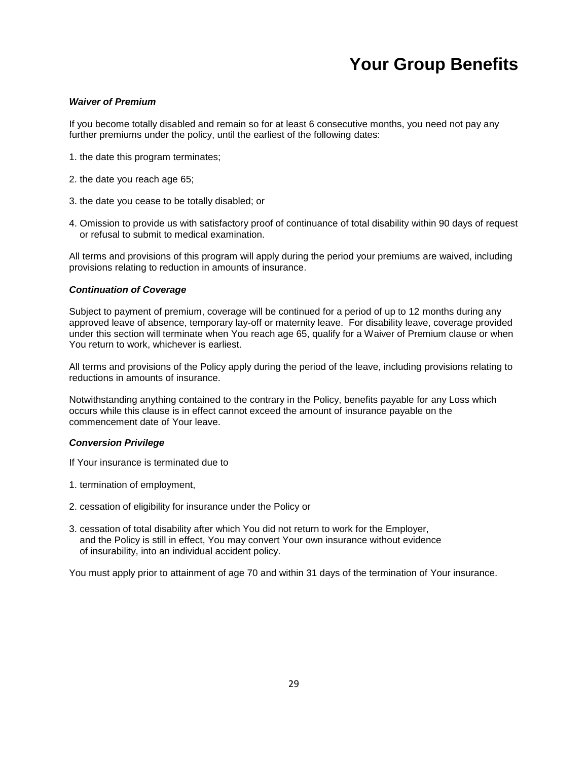# Your Group Benefits

***Waiver of Premium***

If you become totally disabled and remain so for at least 6 consecutive months, you need not pay any further premiums under the policy, until the earliest of the following dates:

1. the date this program terminates;

2. the date you reach age 65;

3. the date you cease to be totally disabled; or

4. Omission to provide us with satisfactory proof of continuance of total disability within 90 days of request or refusal to submit to medical examination.

All terms and provisions of this program will apply during the period your premiums are waived, including provisions relating to reduction in amounts of insurance.

***Continuation of Coverage***

Subject to payment of premium, coverage will be continued for a period of up to 12 months during any approved leave of absence, temporary lay-off or maternity leave. For disability leave, coverage provided under this section will terminate when You reach age 65, qualify for a Waiver of Premium clause or when You return to work, whichever is earliest.

All terms and provisions of the Policy apply during the period of the leave, including provisions relating to reductions in amounts of insurance.

Notwithstanding anything contained to the contrary in the Policy, benefits payable for any Loss which occurs while this clause is in effect cannot exceed the amount of insurance payable on the commencement date of Your leave.

***Conversion Privilege***

If Your insurance is terminated due to

1. termination of employment,

2. cessation of eligibility for insurance under the Policy or

3. cessation of total disability after which You did not return to work for the Employer, and the Policy is still in effect, You may convert Your own insurance without evidence of insurability, into an individual accident policy.

You must apply prior to attainment of age 70 and within 31 days of the termination of Your insurance.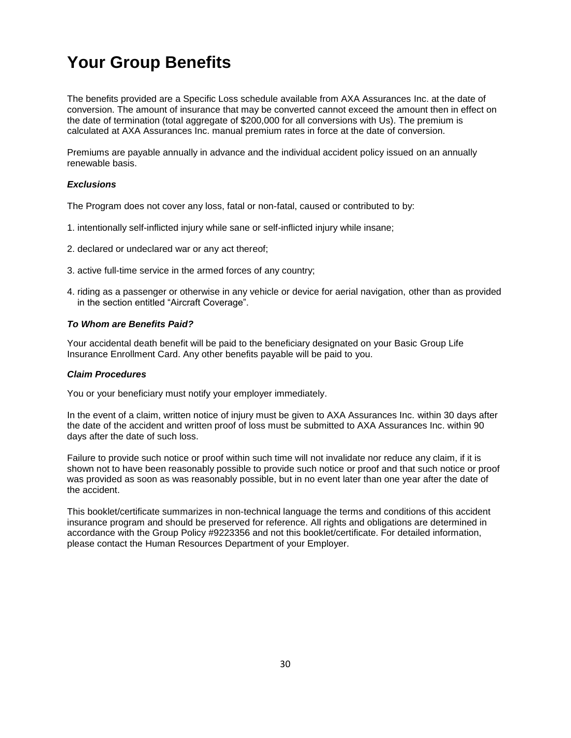# Your Group Benefits

The benefits provided are a Specific Loss schedule available from AXA Assurances Inc. at the date of conversion. The amount of insurance that may be converted cannot exceed the amount then in effect on the date of termination (total aggregate of $200,000 for all conversions with Us). The premium is calculated at AXA Assurances Inc. manual premium rates in force at the date of conversion.

Premiums are payable annually in advance and the individual accident policy issued on an annually renewable basis.

***Exclusions***

The Program does not cover any loss, fatal or non-fatal, caused or contributed to by:

1. intentionally self-inflicted injury while sane or self-inflicted injury while insane;

2. declared or undeclared war or any act thereof;

3. active full-time service in the armed forces of any country;

4. riding as a passenger or otherwise in any vehicle or device for aerial navigation, other than as provided in the section entitled "Aircraft Coverage".

***To Whom are Benefits Paid?***

Your accidental death benefit will be paid to the beneficiary designated on your Basic Group Life Insurance Enrollment Card. Any other benefits payable will be paid to you.

***Claim Procedures***

You or your beneficiary must notify your employer immediately.

In the event of a claim, written notice of injury must be given to AXA Assurances Inc. within 30 days after the date of the accident and written proof of loss must be submitted to AXA Assurances Inc. within 90 days after the date of such loss.

Failure to provide such notice or proof within such time will not invalidate nor reduce any claim, if it is shown not to have been reasonably possible to provide such notice or proof and that such notice or proof was provided as soon as was reasonably possible, but in no event later than one year after the date of the accident.

This booklet/certificate summarizes in non-technical language the terms and conditions of this accident insurance program and should be preserved for reference. All rights and obligations are determined in accordance with the Group Policy #9223356 and not this booklet/certificate. For detailed information, please contact the Human Resources Department of your Employer.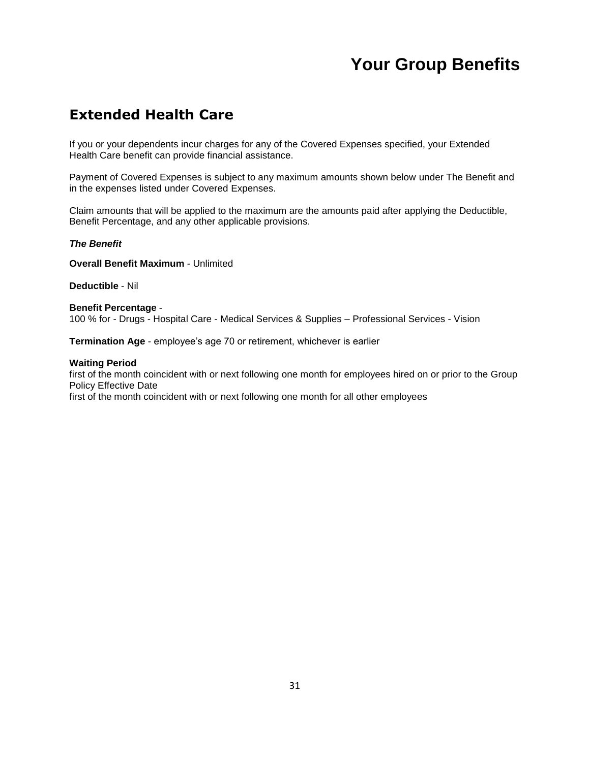# Your Group Benefits

## Extended Health Care

If you or your dependents incur charges for any of the Covered Expenses specified, your Extended Health Care benefit can provide financial assistance.

Payment of Covered Expenses is subject to any maximum amounts shown below under The Benefit and in the expenses listed under Covered Expenses.

Claim amounts that will be applied to the maximum are the amounts paid after applying the Deductible, Benefit Percentage, and any other applicable provisions.

***The Benefit***

**Overall Benefit Maximum** - Unlimited

**Deductible** - Nil

**Benefit Percentage** -
100 % for - Drugs - Hospital Care - Medical Services & Supplies – Professional Services - Vision

**Termination Age** - employee's age 70 or retirement, whichever is earlier

**Waiting Period**
first of the month coincident with or next following one month for employees hired on or prior to the Group Policy Effective Date
first of the month coincident with or next following one month for all other employees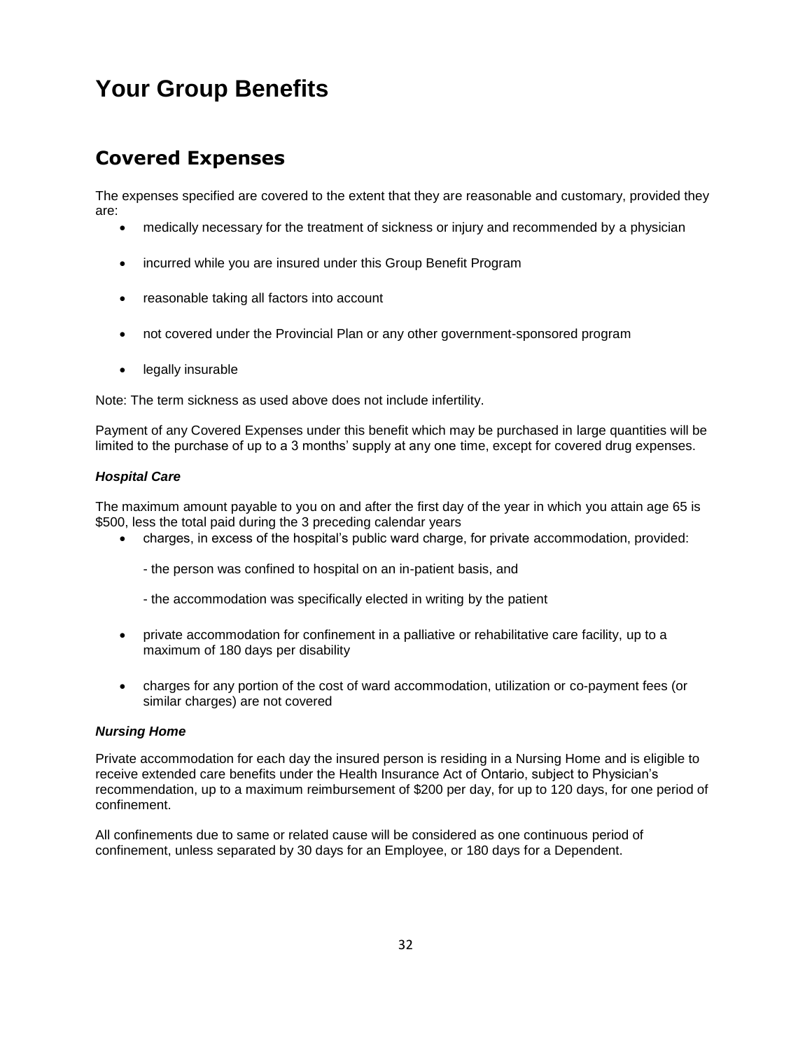# Your Group Benefits

## Covered Expenses

The expenses specified are covered to the extent that they are reasonable and customary, provided they are:

- medically necessary for the treatment of sickness or injury and recommended by a physician
- incurred while you are insured under this Group Benefit Program
- reasonable taking all factors into account
- not covered under the Provincial Plan or any other government-sponsored program
- legally insurable

Note: The term sickness as used above does not include infertility.

Payment of any Covered Expenses under this benefit which may be purchased in large quantities will be limited to the purchase of up to a 3 months' supply at any one time, except for covered drug expenses.

***Hospital Care***

The maximum amount payable to you on and after the first day of the year in which you attain age 65 is $500, less the total paid during the 3 preceding calendar years

- charges, in excess of the hospital's public ward charge, for private accommodation, provided:

  - the person was confined to hospital on an in-patient basis, and

  - the accommodation was specifically elected in writing by the patient

- private accommodation for confinement in a palliative or rehabilitative care facility, up to a maximum of 180 days per disability
- charges for any portion of the cost of ward accommodation, utilization or co-payment fees (or similar charges) are not covered

***Nursing Home***

Private accommodation for each day the insured person is residing in a Nursing Home and is eligible to receive extended care benefits under the Health Insurance Act of Ontario, subject to Physician's recommendation, up to a maximum reimbursement of $200 per day, for up to 120 days, for one period of confinement.

All confinements due to same or related cause will be considered as one continuous period of confinement, unless separated by 30 days for an Employee, or 180 days for a Dependent.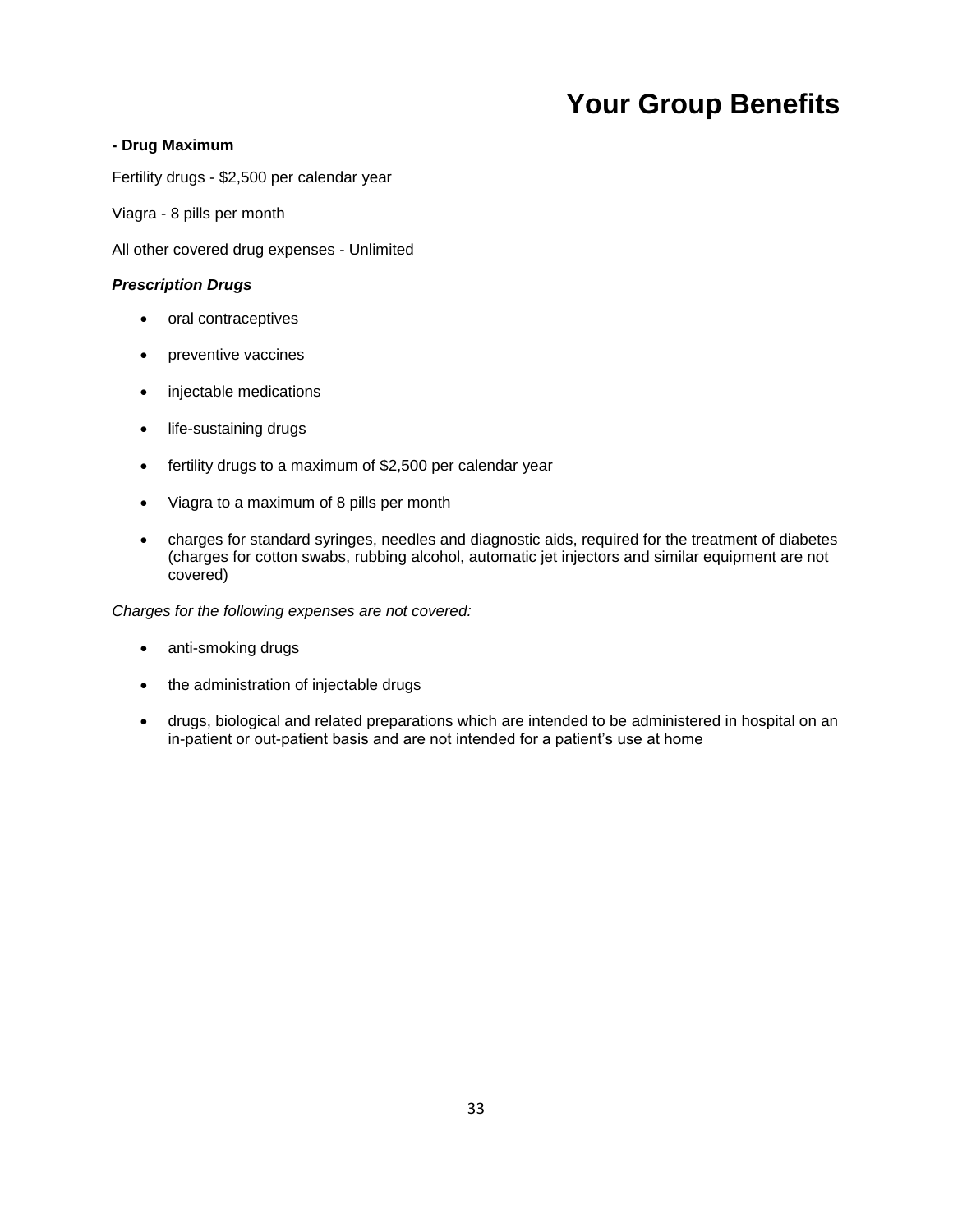**- Drug Maximum**

Fertility drugs - $2,500 per calendar year

Viagra - 8 pills per month

All other covered drug expenses - Unlimited

***Prescription Drugs***

- oral contraceptives
- preventive vaccines
- injectable medications
- life-sustaining drugs
- fertility drugs to a maximum of $2,500 per calendar year
- Viagra to a maximum of 8 pills per month
- charges for standard syringes, needles and diagnostic aids, required for the treatment of diabetes (charges for cotton swabs, rubbing alcohol, automatic jet injectors and similar equipment are not covered)

*Charges for the following expenses are not covered:*

- anti-smoking drugs
- the administration of injectable drugs
- drugs, biological and related preparations which are intended to be administered in hospital on an in-patient or out-patient basis and are not intended for a patient's use at home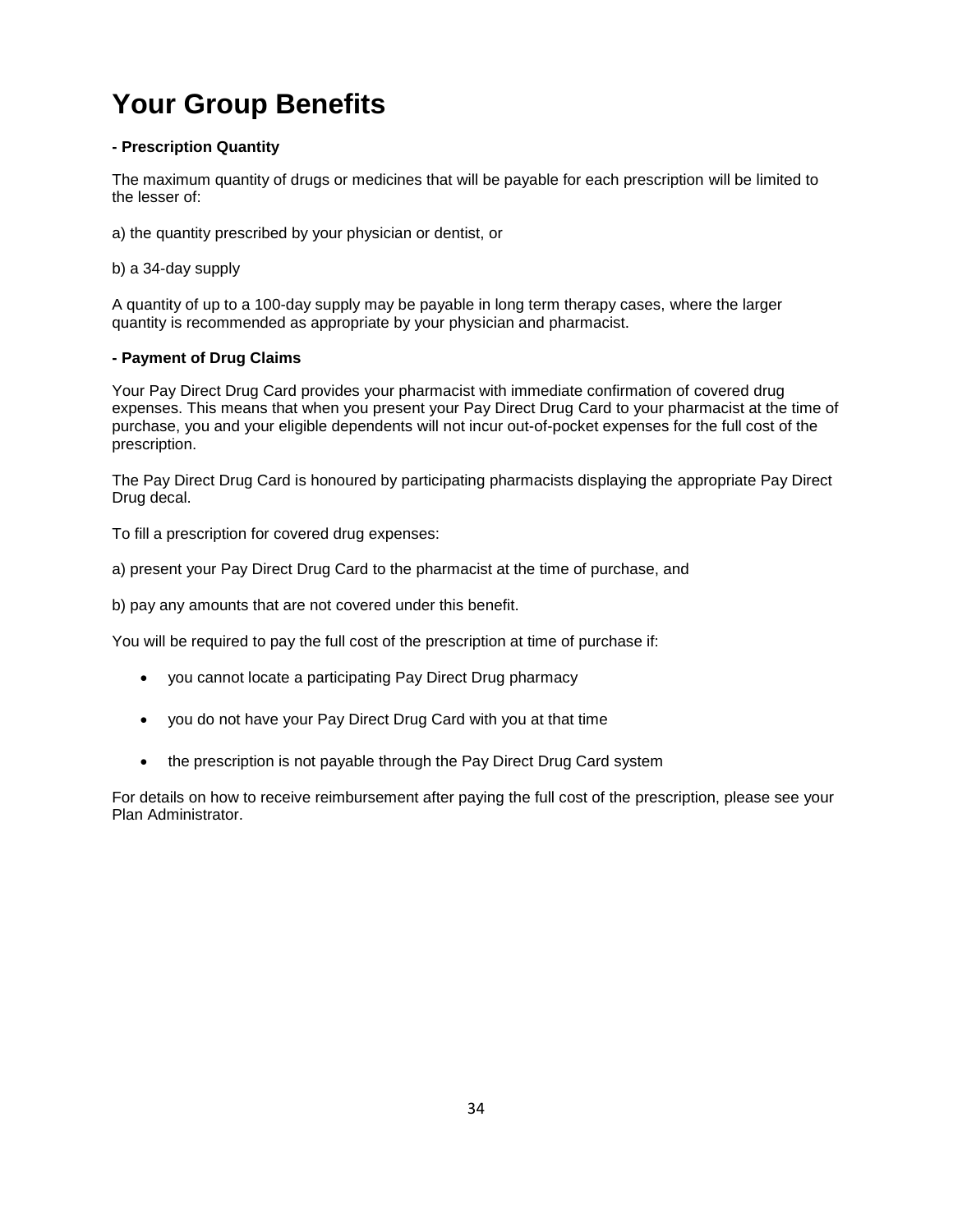# Your Group Benefits

**- Prescription Quantity**

The maximum quantity of drugs or medicines that will be payable for each prescription will be limited to the lesser of:

a) the quantity prescribed by your physician or dentist, or

b) a 34-day supply

A quantity of up to a 100-day supply may be payable in long term therapy cases, where the larger quantity is recommended as appropriate by your physician and pharmacist.

**- Payment of Drug Claims**

Your Pay Direct Drug Card provides your pharmacist with immediate confirmation of covered drug expenses. This means that when you present your Pay Direct Drug Card to your pharmacist at the time of purchase, you and your eligible dependents will not incur out-of-pocket expenses for the full cost of the prescription.

The Pay Direct Drug Card is honoured by participating pharmacists displaying the appropriate Pay Direct Drug decal.

To fill a prescription for covered drug expenses:

a) present your Pay Direct Drug Card to the pharmacist at the time of purchase, and

b) pay any amounts that are not covered under this benefit.

You will be required to pay the full cost of the prescription at time of purchase if:

- you cannot locate a participating Pay Direct Drug pharmacy
- you do not have your Pay Direct Drug Card with you at that time
- the prescription is not payable through the Pay Direct Drug Card system

For details on how to receive reimbursement after paying the full cost of the prescription, please see your Plan Administrator.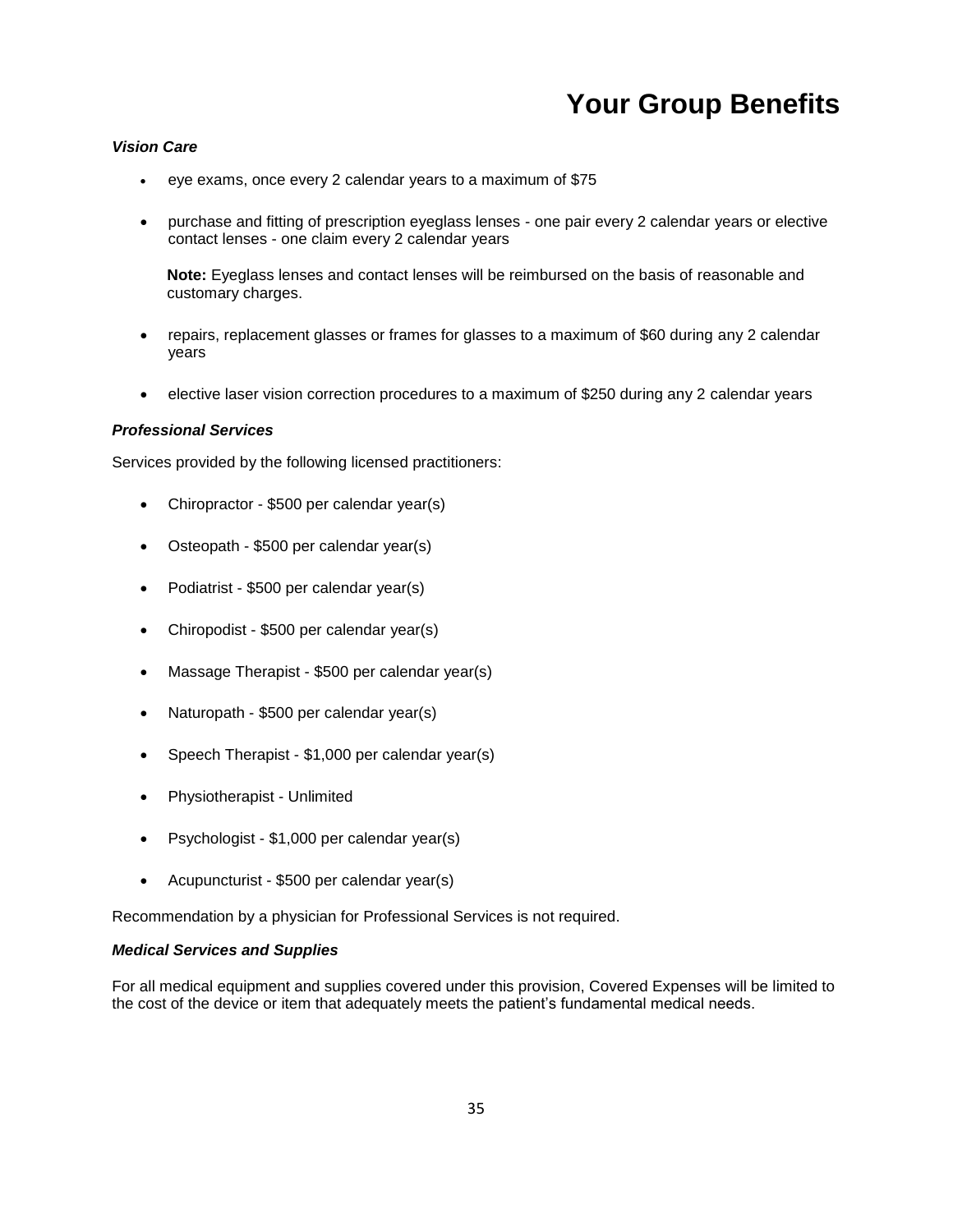# Your Group Benefits

***Vision Care***

- eye exams, once every 2 calendar years to a maximum of $75
- purchase and fitting of prescription eyeglass lenses - one pair every 2 calendar years or elective contact lenses - one claim every 2 calendar years

  **Note:** Eyeglass lenses and contact lenses will be reimbursed on the basis of reasonable and customary charges.

- repairs, replacement glasses or frames for glasses to a maximum of $60 during any 2 calendar years
- elective laser vision correction procedures to a maximum of $250 during any 2 calendar years

***Professional Services***

Services provided by the following licensed practitioners:

- Chiropractor - $500 per calendar year(s)
- Osteopath - $500 per calendar year(s)
- Podiatrist - $500 per calendar year(s)
- Chiropodist - $500 per calendar year(s)
- Massage Therapist - $500 per calendar year(s)
- Naturopath - $500 per calendar year(s)
- Speech Therapist - $1,000 per calendar year(s)
- Physiotherapist - Unlimited
- Psychologist - $1,000 per calendar year(s)
- Acupuncturist - $500 per calendar year(s)

Recommendation by a physician for Professional Services is not required.

***Medical Services and Supplies***

For all medical equipment and supplies covered under this provision, Covered Expenses will be limited to the cost of the device or item that adequately meets the patient's fundamental medical needs.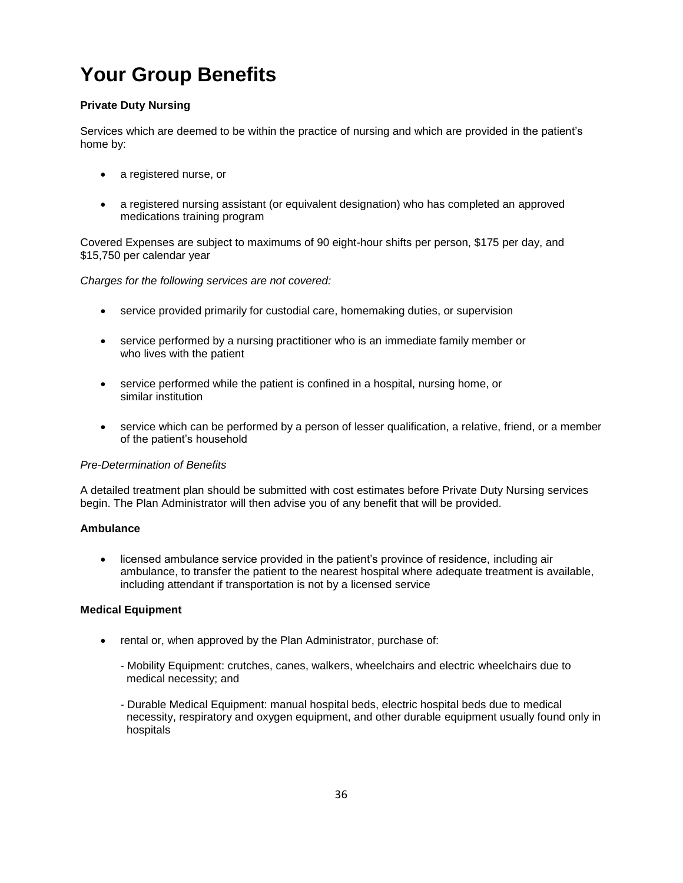# Your Group Benefits

**Private Duty Nursing**

Services which are deemed to be within the practice of nursing and which are provided in the patient's home by:

- a registered nurse, or
- a registered nursing assistant (or equivalent designation) who has completed an approved medications training program

Covered Expenses are subject to maximums of 90 eight-hour shifts per person, $175 per day, and $15,750 per calendar year

*Charges for the following services are not covered:*

- service provided primarily for custodial care, homemaking duties, or supervision
- service performed by a nursing practitioner who is an immediate family member or who lives with the patient
- service performed while the patient is confined in a hospital, nursing home, or similar institution
- service which can be performed by a person of lesser qualification, a relative, friend, or a member of the patient's household

*Pre-Determination of Benefits*

A detailed treatment plan should be submitted with cost estimates before Private Duty Nursing services begin. The Plan Administrator will then advise you of any benefit that will be provided.

**Ambulance**

- licensed ambulance service provided in the patient's province of residence, including air ambulance, to transfer the patient to the nearest hospital where adequate treatment is available, including attendant if transportation is not by a licensed service

**Medical Equipment**

- rental or, when approved by the Plan Administrator, purchase of:
  - Mobility Equipment: crutches, canes, walkers, wheelchairs and electric wheelchairs due to medical necessity; and
  - Durable Medical Equipment: manual hospital beds, electric hospital beds due to medical necessity, respiratory and oxygen equipment, and other durable equipment usually found only in hospitals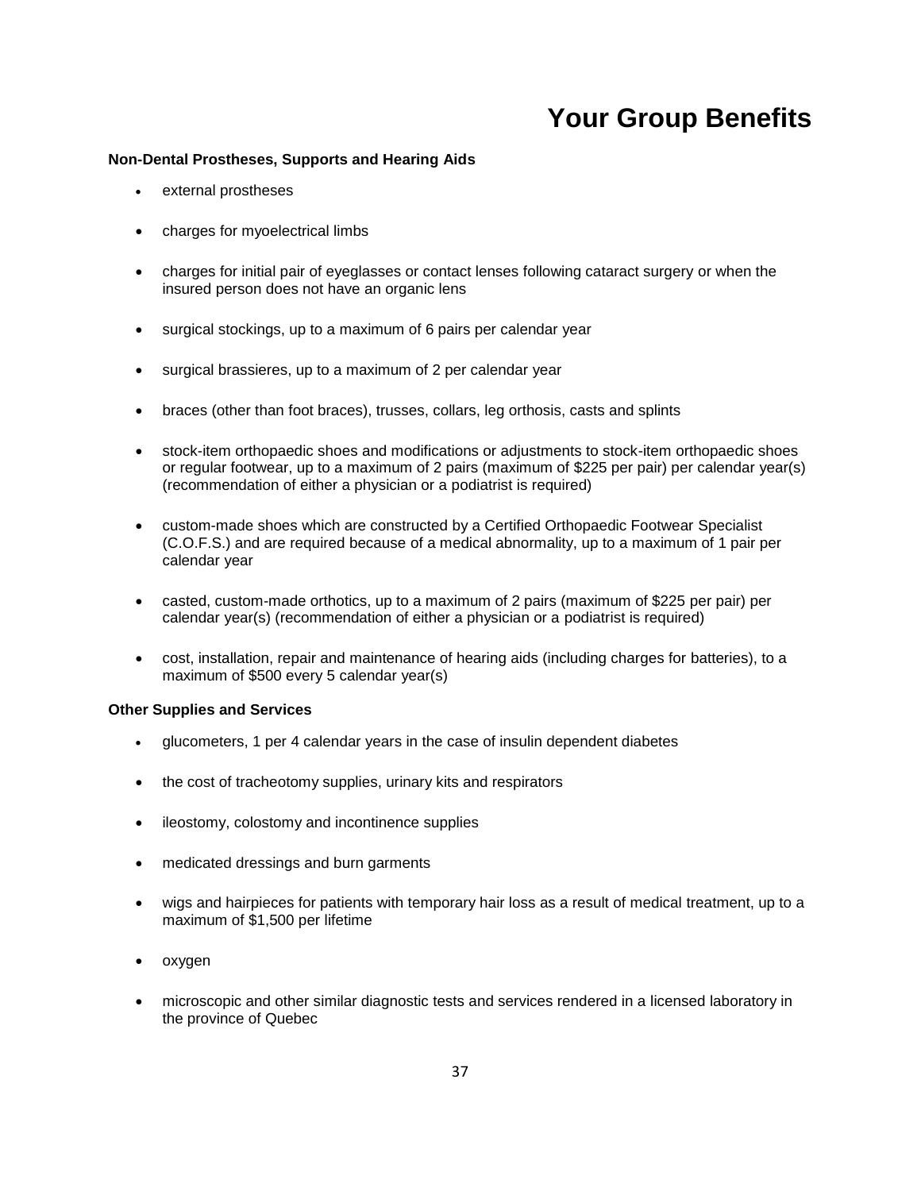# Your Group Benefits

**Non-Dental Prostheses, Supports and Hearing Aids**

- external prostheses
- charges for myoelectrical limbs
- charges for initial pair of eyeglasses or contact lenses following cataract surgery or when the insured person does not have an organic lens
- surgical stockings, up to a maximum of 6 pairs per calendar year
- surgical brassieres, up to a maximum of 2 per calendar year
- braces (other than foot braces), trusses, collars, leg orthosis, casts and splints
- stock-item orthopaedic shoes and modifications or adjustments to stock-item orthopaedic shoes or regular footwear, up to a maximum of 2 pairs (maximum of $225 per pair) per calendar year(s) (recommendation of either a physician or a podiatrist is required)
- custom-made shoes which are constructed by a Certified Orthopaedic Footwear Specialist (C.O.F.S.) and are required because of a medical abnormality, up to a maximum of 1 pair per calendar year
- casted, custom-made orthotics, up to a maximum of 2 pairs (maximum of $225 per pair) per calendar year(s) (recommendation of either a physician or a podiatrist is required)
- cost, installation, repair and maintenance of hearing aids (including charges for batteries), to a maximum of $500 every 5 calendar year(s)

**Other Supplies and Services**

- glucometers, 1 per 4 calendar years in the case of insulin dependent diabetes
- the cost of tracheotomy supplies, urinary kits and respirators
- ileostomy, colostomy and incontinence supplies
- medicated dressings and burn garments
- wigs and hairpieces for patients with temporary hair loss as a result of medical treatment, up to a maximum of $1,500 per lifetime
- oxygen
- microscopic and other similar diagnostic tests and services rendered in a licensed laboratory in the province of Quebec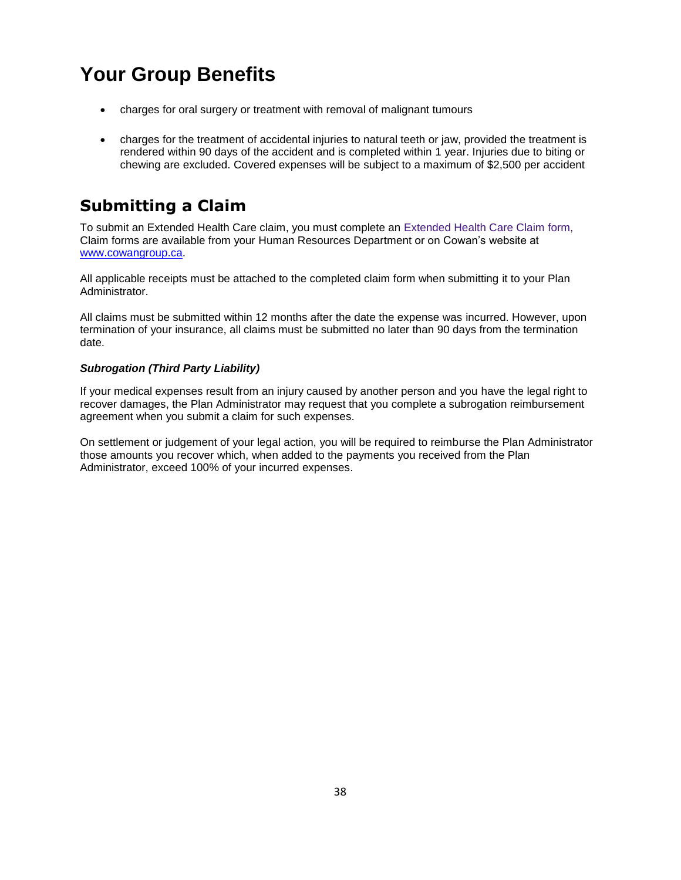# Your Group Benefits

- charges for oral surgery or treatment with removal of malignant tumours
- charges for the treatment of accidental injuries to natural teeth or jaw, provided the treatment is rendered within 90 days of the accident and is completed within 1 year. Injuries due to biting or chewing are excluded. Covered expenses will be subject to a maximum of $2,500 per accident

## Submitting a Claim

To submit an Extended Health Care claim, you must complete an Extended Health Care Claim form, Claim forms are available from your Human Resources Department or on Cowan's website at www.cowangroup.ca.

All applicable receipts must be attached to the completed claim form when submitting it to your Plan Administrator.

All claims must be submitted within 12 months after the date the expense was incurred. However, upon termination of your insurance, all claims must be submitted no later than 90 days from the termination date.

***Subrogation (Third Party Liability)***

If your medical expenses result from an injury caused by another person and you have the legal right to recover damages, the Plan Administrator may request that you complete a subrogation reimbursement agreement when you submit a claim for such expenses.

On settlement or judgement of your legal action, you will be required to reimburse the Plan Administrator those amounts you recover which, when added to the payments you received from the Plan Administrator, exceed 100% of your incurred expenses.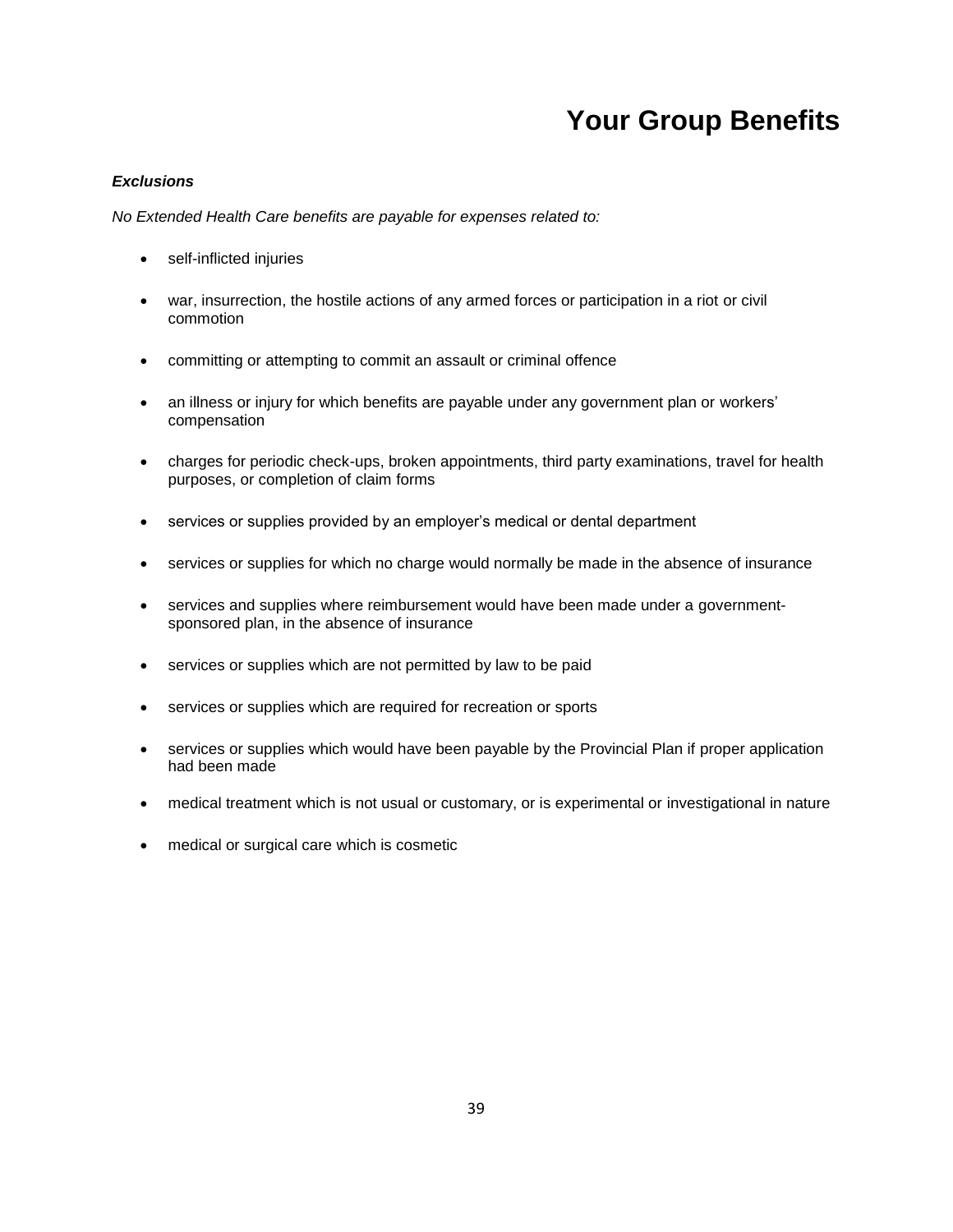### *Exclusions*

*No Extended Health Care benefits are payable for expenses related to:*

- self-inflicted injuries
- war, insurrection, the hostile actions of any armed forces or participation in a riot or civil commotion
- committing or attempting to commit an assault or criminal offence
- an illness or injury for which benefits are payable under any government plan or workers' compensation
- charges for periodic check-ups, broken appointments, third party examinations, travel for health purposes, or completion of claim forms
- services or supplies provided by an employer's medical or dental department
- services or supplies for which no charge would normally be made in the absence of insurance
- services and supplies where reimbursement would have been made under a government-sponsored plan, in the absence of insurance
- services or supplies which are not permitted by law to be paid
- services or supplies which are required for recreation or sports
- services or supplies which would have been payable by the Provincial Plan if proper application had been made
- medical treatment which is not usual or customary, or is experimental or investigational in nature
- medical or surgical care which is cosmetic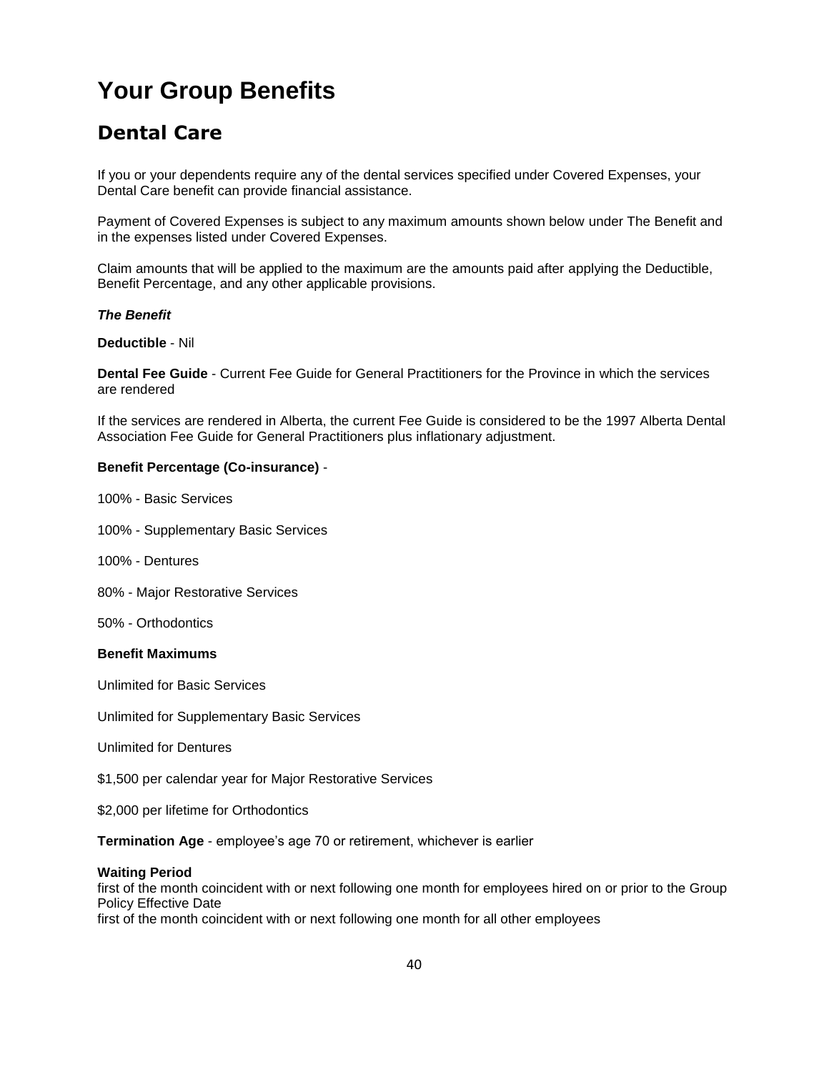# Your Group Benefits

## Dental Care

If you or your dependents require any of the dental services specified under Covered Expenses, your Dental Care benefit can provide financial assistance.

Payment of Covered Expenses is subject to any maximum amounts shown below under The Benefit and in the expenses listed under Covered Expenses.

Claim amounts that will be applied to the maximum are the amounts paid after applying the Deductible, Benefit Percentage, and any other applicable provisions.

***The Benefit***

**Deductible** - Nil

**Dental Fee Guide** - Current Fee Guide for General Practitioners for the Province in which the services are rendered

If the services are rendered in Alberta, the current Fee Guide is considered to be the 1997 Alberta Dental Association Fee Guide for General Practitioners plus inflationary adjustment.

**Benefit Percentage (Co-insurance)** -

100% - Basic Services

100% - Supplementary Basic Services

100% - Dentures

80% - Major Restorative Services

50% - Orthodontics

**Benefit Maximums**

Unlimited for Basic Services

Unlimited for Supplementary Basic Services

Unlimited for Dentures

$1,500 per calendar year for Major Restorative Services

$2,000 per lifetime for Orthodontics

**Termination Age** - employee's age 70 or retirement, whichever is earlier

**Waiting Period**
first of the month coincident with or next following one month for employees hired on or prior to the Group Policy Effective Date
first of the month coincident with or next following one month for all other employees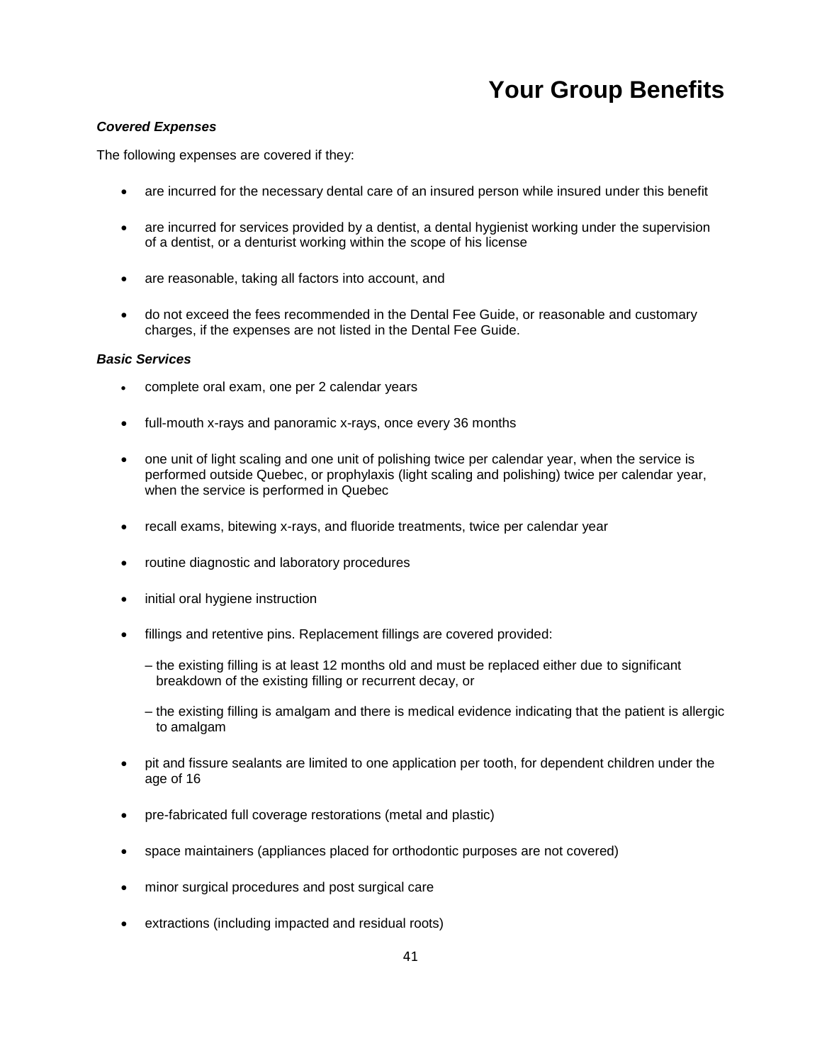# Your Group Benefits

***Covered Expenses***

The following expenses are covered if they:

- are incurred for the necessary dental care of an insured person while insured under this benefit
- are incurred for services provided by a dentist, a dental hygienist working under the supervision of a dentist, or a denturist working within the scope of his license
- are reasonable, taking all factors into account, and
- do not exceed the fees recommended in the Dental Fee Guide, or reasonable and customary charges, if the expenses are not listed in the Dental Fee Guide.

***Basic Services***

- complete oral exam, one per 2 calendar years
- full-mouth x-rays and panoramic x-rays, once every 36 months
- one unit of light scaling and one unit of polishing twice per calendar year, when the service is performed outside Quebec, or prophylaxis (light scaling and polishing) twice per calendar year, when the service is performed in Quebec
- recall exams, bitewing x-rays, and fluoride treatments, twice per calendar year
- routine diagnostic and laboratory procedures
- initial oral hygiene instruction
- fillings and retentive pins. Replacement fillings are covered provided:
  - the existing filling is at least 12 months old and must be replaced either due to significant breakdown of the existing filling or recurrent decay, or
  - the existing filling is amalgam and there is medical evidence indicating that the patient is allergic to amalgam
- pit and fissure sealants are limited to one application per tooth, for dependent children under the age of 16
- pre-fabricated full coverage restorations (metal and plastic)
- space maintainers (appliances placed for orthodontic purposes are not covered)
- minor surgical procedures and post surgical care
- extractions (including impacted and residual roots)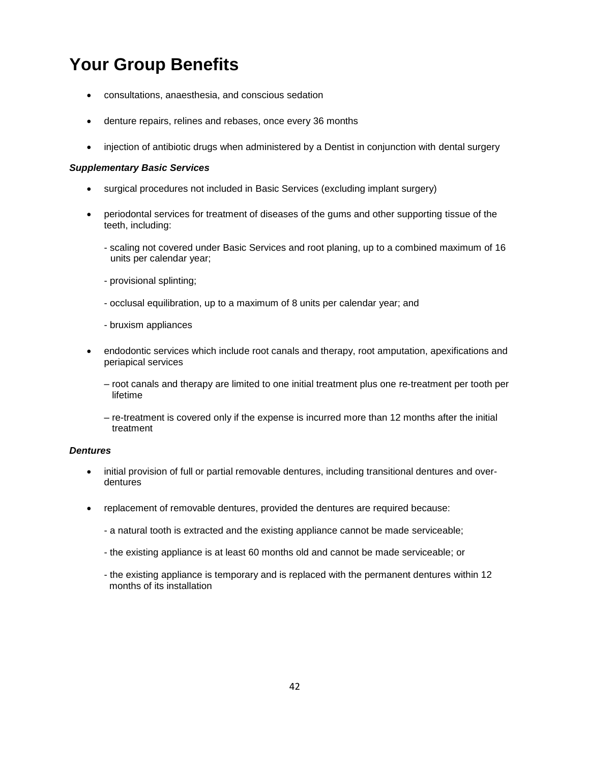# Your Group Benefits

- consultations, anaesthesia, and conscious sedation
- denture repairs, relines and rebases, once every 36 months
- injection of antibiotic drugs when administered by a Dentist in conjunction with dental surgery

***Supplementary Basic Services***

- surgical procedures not included in Basic Services (excluding implant surgery)
- periodontal services for treatment of diseases of the gums and other supporting tissue of the teeth, including:
  - scaling not covered under Basic Services and root planing, up to a combined maximum of 16 units per calendar year;
  - provisional splinting;
  - occlusal equilibration, up to a maximum of 8 units per calendar year; and
  - bruxism appliances
- endodontic services which include root canals and therapy, root amputation, apexifications and periapical services
  - root canals and therapy are limited to one initial treatment plus one re-treatment per tooth per lifetime
  - re-treatment is covered only if the expense is incurred more than 12 months after the initial treatment

***Dentures***

- initial provision of full or partial removable dentures, including transitional dentures and over-dentures
- replacement of removable dentures, provided the dentures are required because:
  - a natural tooth is extracted and the existing appliance cannot be made serviceable;
  - the existing appliance is at least 60 months old and cannot be made serviceable; or
  - the existing appliance is temporary and is replaced with the permanent dentures within 12 months of its installation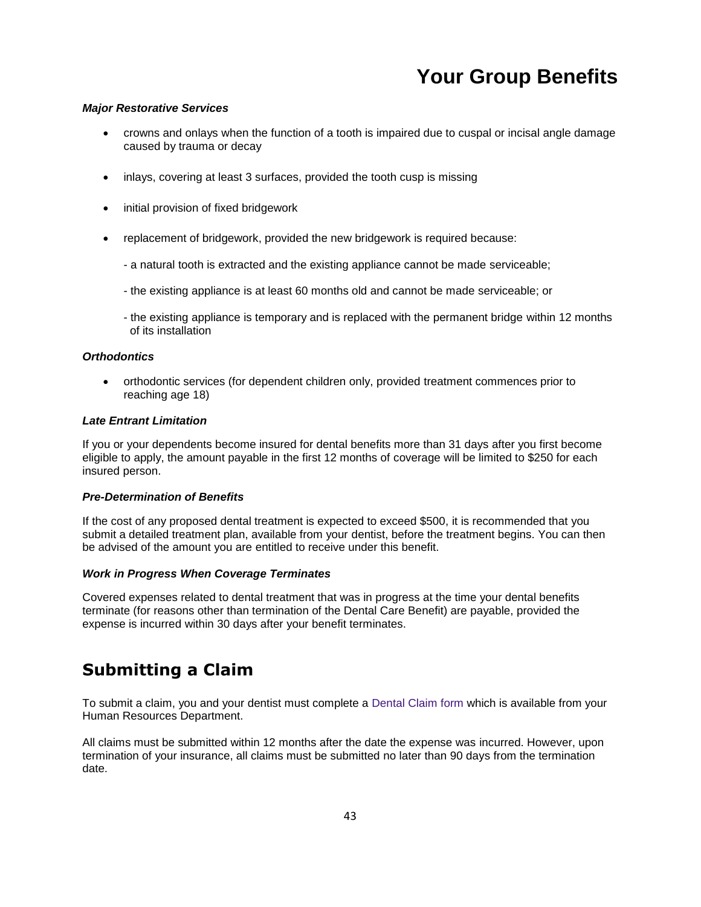### *Major Restorative Services*

- crowns and onlays when the function of a tooth is impaired due to cuspal or incisal angle damage caused by trauma or decay
- inlays, covering at least 3 surfaces, provided the tooth cusp is missing
- initial provision of fixed bridgework
- replacement of bridgework, provided the new bridgework is required because:

  - a natural tooth is extracted and the existing appliance cannot be made serviceable;

  - the existing appliance is at least 60 months old and cannot be made serviceable; or

  - the existing appliance is temporary and is replaced with the permanent bridge within 12 months of its installation

### *Orthodontics*

- orthodontic services (for dependent children only, provided treatment commences prior to reaching age 18)

### *Late Entrant Limitation*

If you or your dependents become insured for dental benefits more than 31 days after you first become eligible to apply, the amount payable in the first 12 months of coverage will be limited to $250 for each insured person.

### *Pre-Determination of Benefits*

If the cost of any proposed dental treatment is expected to exceed $500, it is recommended that you submit a detailed treatment plan, available from your dentist, before the treatment begins. You can then be advised of the amount you are entitled to receive under this benefit.

### *Work in Progress When Coverage Terminates*

Covered expenses related to dental treatment that was in progress at the time your dental benefits terminate (for reasons other than termination of the Dental Care Benefit) are payable, provided the expense is incurred within 30 days after your benefit terminates.

## Submitting a Claim

To submit a claim, you and your dentist must complete a Dental Claim form which is available from your Human Resources Department.

All claims must be submitted within 12 months after the date the expense was incurred. However, upon termination of your insurance, all claims must be submitted no later than 90 days from the termination date.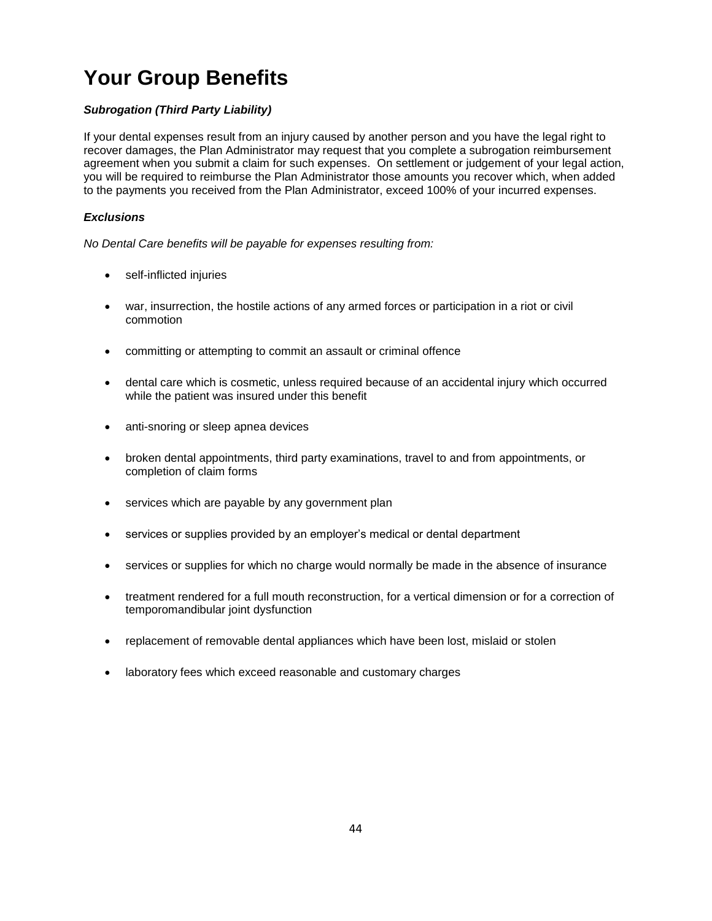# Your Group Benefits

***Subrogation (Third Party Liability)***

If your dental expenses result from an injury caused by another person and you have the legal right to recover damages, the Plan Administrator may request that you complete a subrogation reimbursement agreement when you submit a claim for such expenses. On settlement or judgement of your legal action, you will be required to reimburse the Plan Administrator those amounts you recover which, when added to the payments you received from the Plan Administrator, exceed 100% of your incurred expenses.

***Exclusions***

*No Dental Care benefits will be payable for expenses resulting from:*

- self-inflicted injuries
- war, insurrection, the hostile actions of any armed forces or participation in a riot or civil commotion
- committing or attempting to commit an assault or criminal offence
- dental care which is cosmetic, unless required because of an accidental injury which occurred while the patient was insured under this benefit
- anti-snoring or sleep apnea devices
- broken dental appointments, third party examinations, travel to and from appointments, or completion of claim forms
- services which are payable by any government plan
- services or supplies provided by an employer's medical or dental department
- services or supplies for which no charge would normally be made in the absence of insurance
- treatment rendered for a full mouth reconstruction, for a vertical dimension or for a correction of temporomandibular joint dysfunction
- replacement of removable dental appliances which have been lost, mislaid or stolen
- laboratory fees which exceed reasonable and customary charges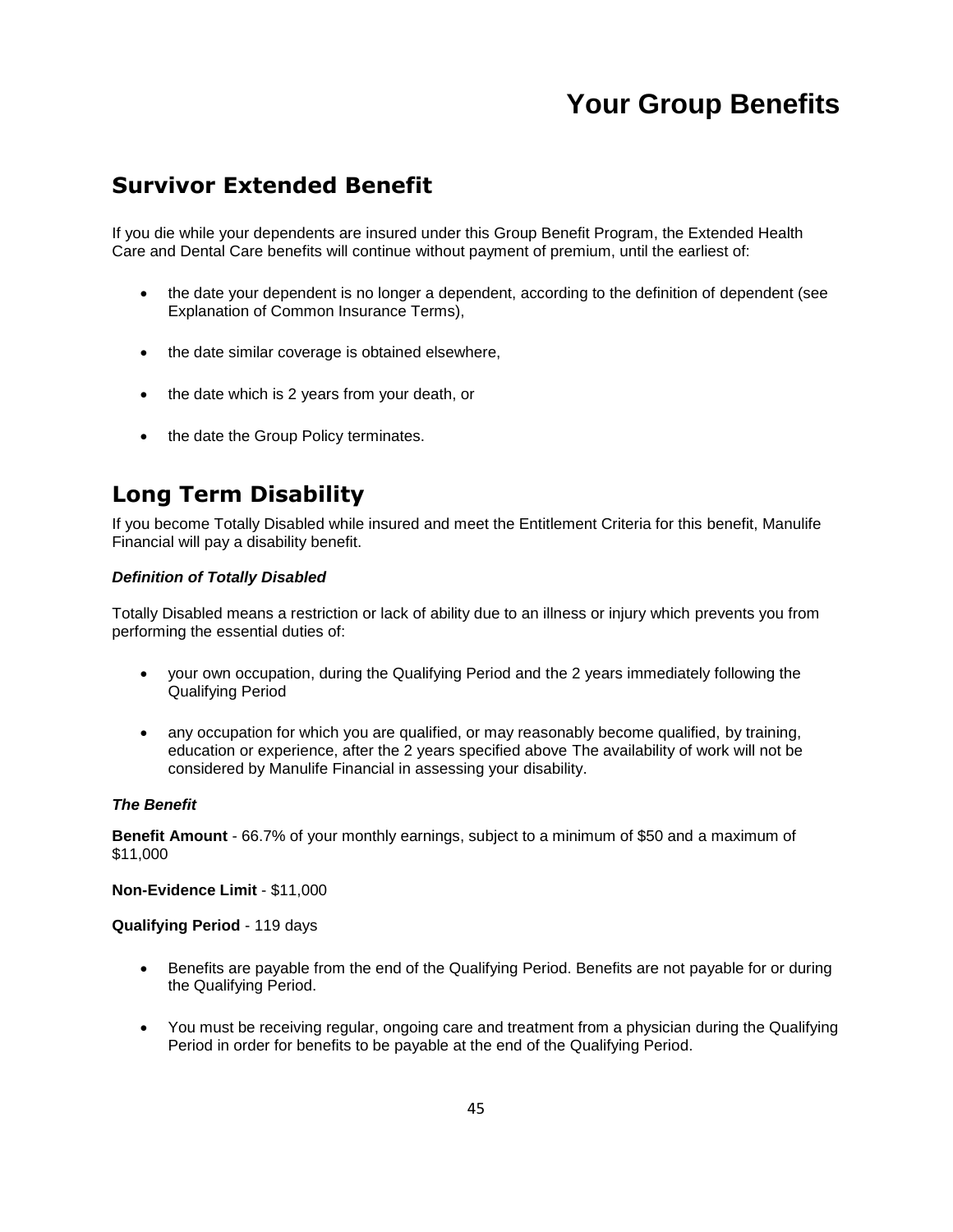# Your Group Benefits

## Survivor Extended Benefit

If you die while your dependents are insured under this Group Benefit Program, the Extended Health Care and Dental Care benefits will continue without payment of premium, until the earliest of:

- the date your dependent is no longer a dependent, according to the definition of dependent (see Explanation of Common Insurance Terms),
- the date similar coverage is obtained elsewhere,
- the date which is 2 years from your death, or
- the date the Group Policy terminates.

## Long Term Disability

If you become Totally Disabled while insured and meet the Entitlement Criteria for this benefit, Manulife Financial will pay a disability benefit.

***Definition of Totally Disabled***

Totally Disabled means a restriction or lack of ability due to an illness or injury which prevents you from performing the essential duties of:

- your own occupation, during the Qualifying Period and the 2 years immediately following the Qualifying Period
- any occupation for which you are qualified, or may reasonably become qualified, by training, education or experience, after the 2 years specified above The availability of work will not be considered by Manulife Financial in assessing your disability.

***The Benefit***

**Benefit Amount** - 66.7% of your monthly earnings, subject to a minimum of $50 and a maximum of $11,000

**Non-Evidence Limit** - $11,000

**Qualifying Period** - 119 days

- Benefits are payable from the end of the Qualifying Period. Benefits are not payable for or during the Qualifying Period.
- You must be receiving regular, ongoing care and treatment from a physician during the Qualifying Period in order for benefits to be payable at the end of the Qualifying Period.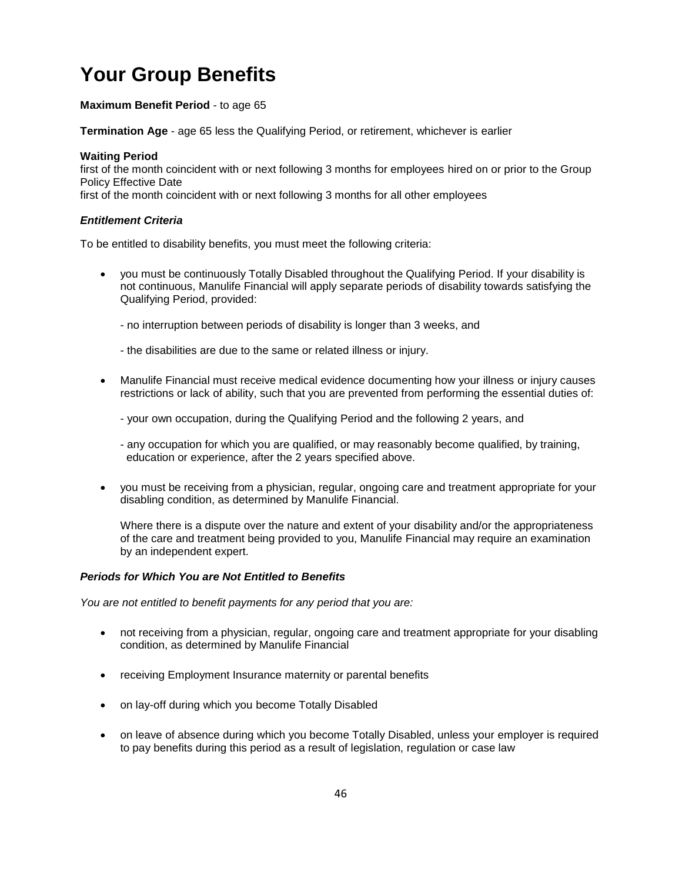# Your Group Benefits

**Maximum Benefit Period** - to age 65

**Termination Age** - age 65 less the Qualifying Period, or retirement, whichever is earlier

**Waiting Period**
first of the month coincident with or next following 3 months for employees hired on or prior to the Group Policy Effective Date
first of the month coincident with or next following 3 months for all other employees

***Entitlement Criteria***

To be entitled to disability benefits, you must meet the following criteria:

- you must be continuously Totally Disabled throughout the Qualifying Period. If your disability is not continuous, Manulife Financial will apply separate periods of disability towards satisfying the Qualifying Period, provided:

  - no interruption between periods of disability is longer than 3 weeks, and

  - the disabilities are due to the same or related illness or injury.

- Manulife Financial must receive medical evidence documenting how your illness or injury causes restrictions or lack of ability, such that you are prevented from performing the essential duties of:

  - your own occupation, during the Qualifying Period and the following 2 years, and

  - any occupation for which you are qualified, or may reasonably become qualified, by training, education or experience, after the 2 years specified above.

- you must be receiving from a physician, regular, ongoing care and treatment appropriate for your disabling condition, as determined by Manulife Financial.

  Where there is a dispute over the nature and extent of your disability and/or the appropriateness of the care and treatment being provided to you, Manulife Financial may require an examination by an independent expert.

***Periods for Which You are Not Entitled to Benefits***

*You are not entitled to benefit payments for any period that you are:*

- not receiving from a physician, regular, ongoing care and treatment appropriate for your disabling condition, as determined by Manulife Financial

- receiving Employment Insurance maternity or parental benefits

- on lay-off during which you become Totally Disabled

- on leave of absence during which you become Totally Disabled, unless your employer is required to pay benefits during this period as a result of legislation, regulation or case law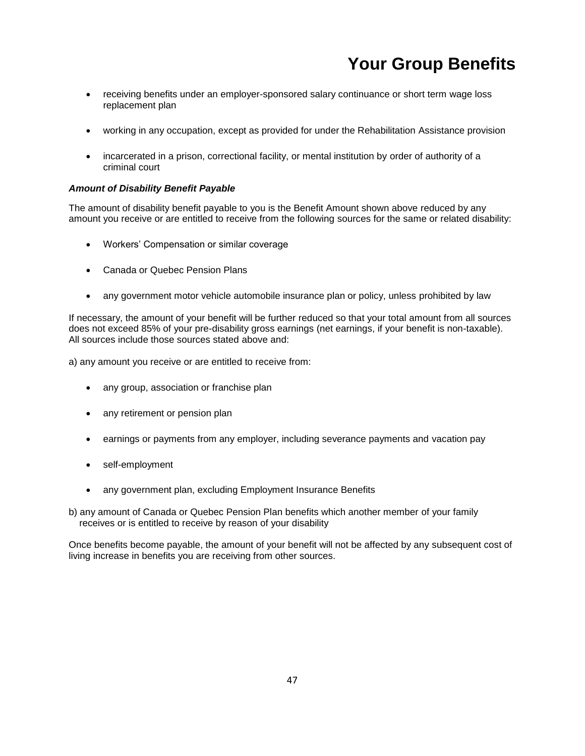- receiving benefits under an employer-sponsored salary continuance or short term wage loss replacement plan

- working in any occupation, except as provided for under the Rehabilitation Assistance provision

- incarcerated in a prison, correctional facility, or mental institution by order of authority of a criminal court

***Amount of Disability Benefit Payable***

The amount of disability benefit payable to you is the Benefit Amount shown above reduced by any amount you receive or are entitled to receive from the following sources for the same or related disability:

- Workers' Compensation or similar coverage

- Canada or Quebec Pension Plans

- any government motor vehicle automobile insurance plan or policy, unless prohibited by law

If necessary, the amount of your benefit will be further reduced so that your total amount from all sources does not exceed 85% of your pre-disability gross earnings (net earnings, if your benefit is non-taxable). All sources include those sources stated above and:

a) any amount you receive or are entitled to receive from:

- any group, association or franchise plan

- any retirement or pension plan

- earnings or payments from any employer, including severance payments and vacation pay

- self-employment

- any government plan, excluding Employment Insurance Benefits

b) any amount of Canada or Quebec Pension Plan benefits which another member of your family receives or is entitled to receive by reason of your disability

Once benefits become payable, the amount of your benefit will not be affected by any subsequent cost of living increase in benefits you are receiving from other sources.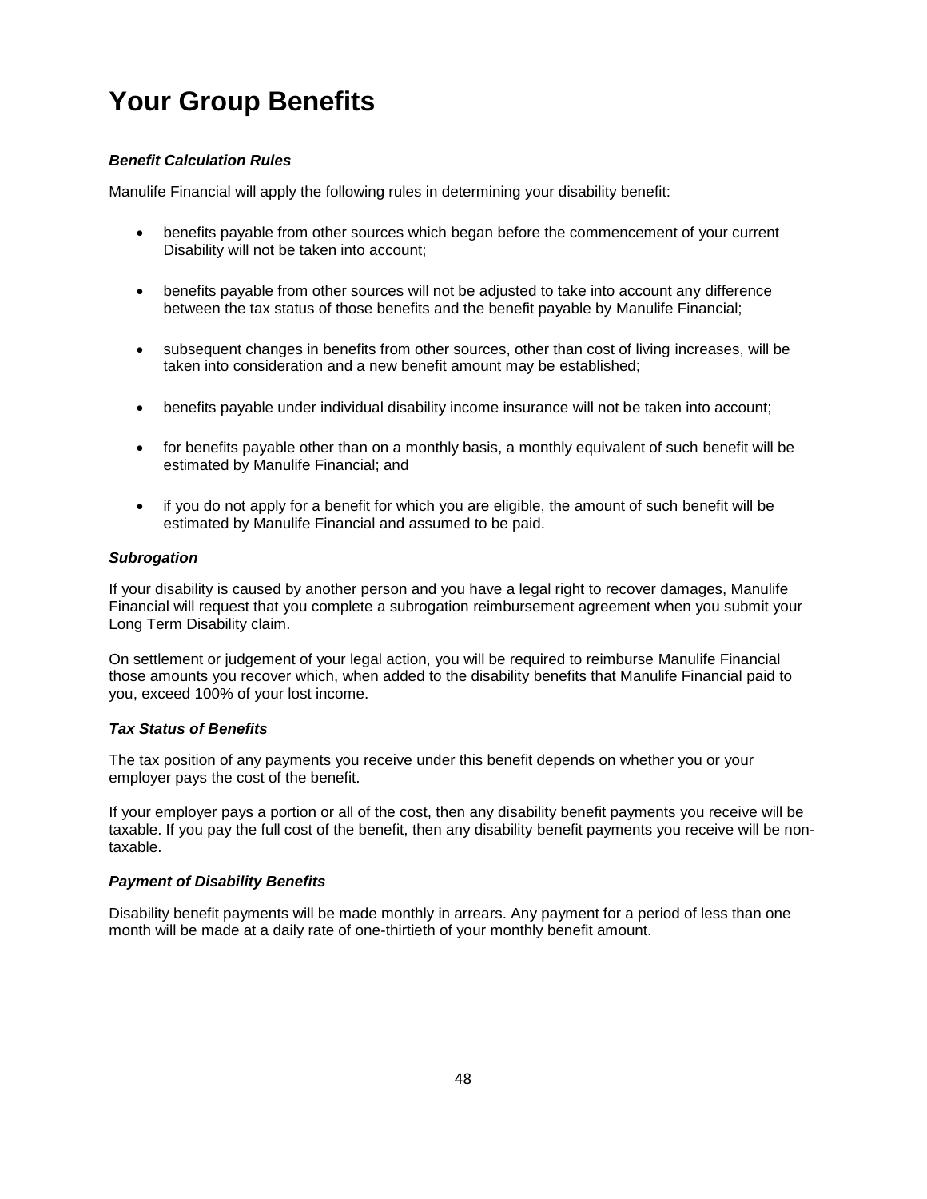# Your Group Benefits

***Benefit Calculation Rules***

Manulife Financial will apply the following rules in determining your disability benefit:

- benefits payable from other sources which began before the commencement of your current Disability will not be taken into account;
- benefits payable from other sources will not be adjusted to take into account any difference between the tax status of those benefits and the benefit payable by Manulife Financial;
- subsequent changes in benefits from other sources, other than cost of living increases, will be taken into consideration and a new benefit amount may be established;
- benefits payable under individual disability income insurance will not be taken into account;
- for benefits payable other than on a monthly basis, a monthly equivalent of such benefit will be estimated by Manulife Financial; and
- if you do not apply for a benefit for which you are eligible, the amount of such benefit will be estimated by Manulife Financial and assumed to be paid.

***Subrogation***

If your disability is caused by another person and you have a legal right to recover damages, Manulife Financial will request that you complete a subrogation reimbursement agreement when you submit your Long Term Disability claim.

On settlement or judgement of your legal action, you will be required to reimburse Manulife Financial those amounts you recover which, when added to the disability benefits that Manulife Financial paid to you, exceed 100% of your lost income.

***Tax Status of Benefits***

The tax position of any payments you receive under this benefit depends on whether you or your employer pays the cost of the benefit.

If your employer pays a portion or all of the cost, then any disability benefit payments you receive will be taxable. If you pay the full cost of the benefit, then any disability benefit payments you receive will be non-taxable.

***Payment of Disability Benefits***

Disability benefit payments will be made monthly in arrears. Any payment for a period of less than one month will be made at a daily rate of one-thirtieth of your monthly benefit amount.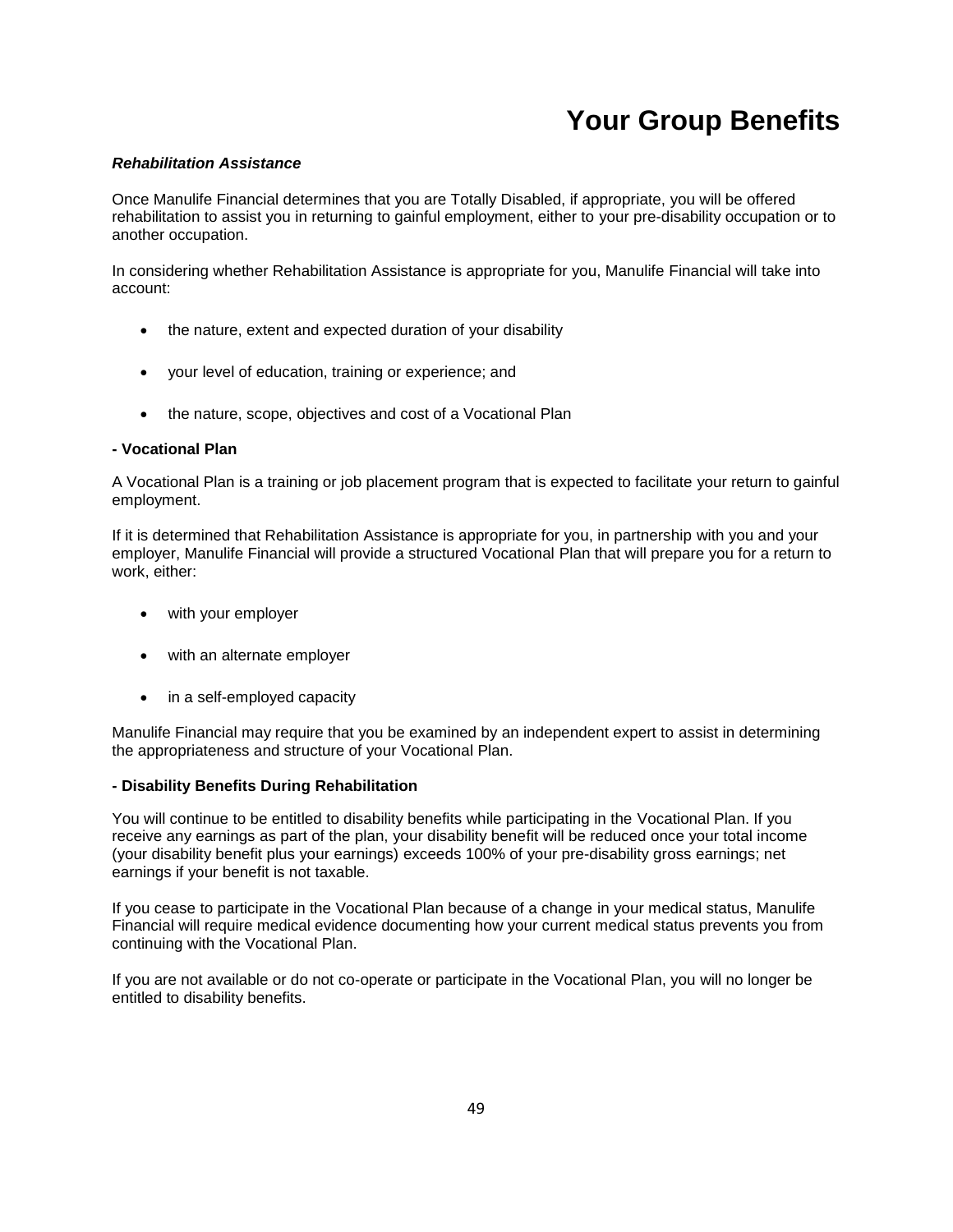# Your Group Benefits

***Rehabilitation Assistance***

Once Manulife Financial determines that you are Totally Disabled, if appropriate, you will be offered rehabilitation to assist you in returning to gainful employment, either to your pre-disability occupation or to another occupation.

In considering whether Rehabilitation Assistance is appropriate for you, Manulife Financial will take into account:

- the nature, extent and expected duration of your disability
- your level of education, training or experience; and
- the nature, scope, objectives and cost of a Vocational Plan

**- Vocational Plan**

A Vocational Plan is a training or job placement program that is expected to facilitate your return to gainful employment.

If it is determined that Rehabilitation Assistance is appropriate for you, in partnership with you and your employer, Manulife Financial will provide a structured Vocational Plan that will prepare you for a return to work, either:

- with your employer
- with an alternate employer
- in a self-employed capacity

Manulife Financial may require that you be examined by an independent expert to assist in determining the appropriateness and structure of your Vocational Plan.

**- Disability Benefits During Rehabilitation**

You will continue to be entitled to disability benefits while participating in the Vocational Plan. If you receive any earnings as part of the plan, your disability benefit will be reduced once your total income (your disability benefit plus your earnings) exceeds 100% of your pre-disability gross earnings; net earnings if your benefit is not taxable.

If you cease to participate in the Vocational Plan because of a change in your medical status, Manulife Financial will require medical evidence documenting how your current medical status prevents you from continuing with the Vocational Plan.

If you are not available or do not co-operate or participate in the Vocational Plan, you will no longer be entitled to disability benefits.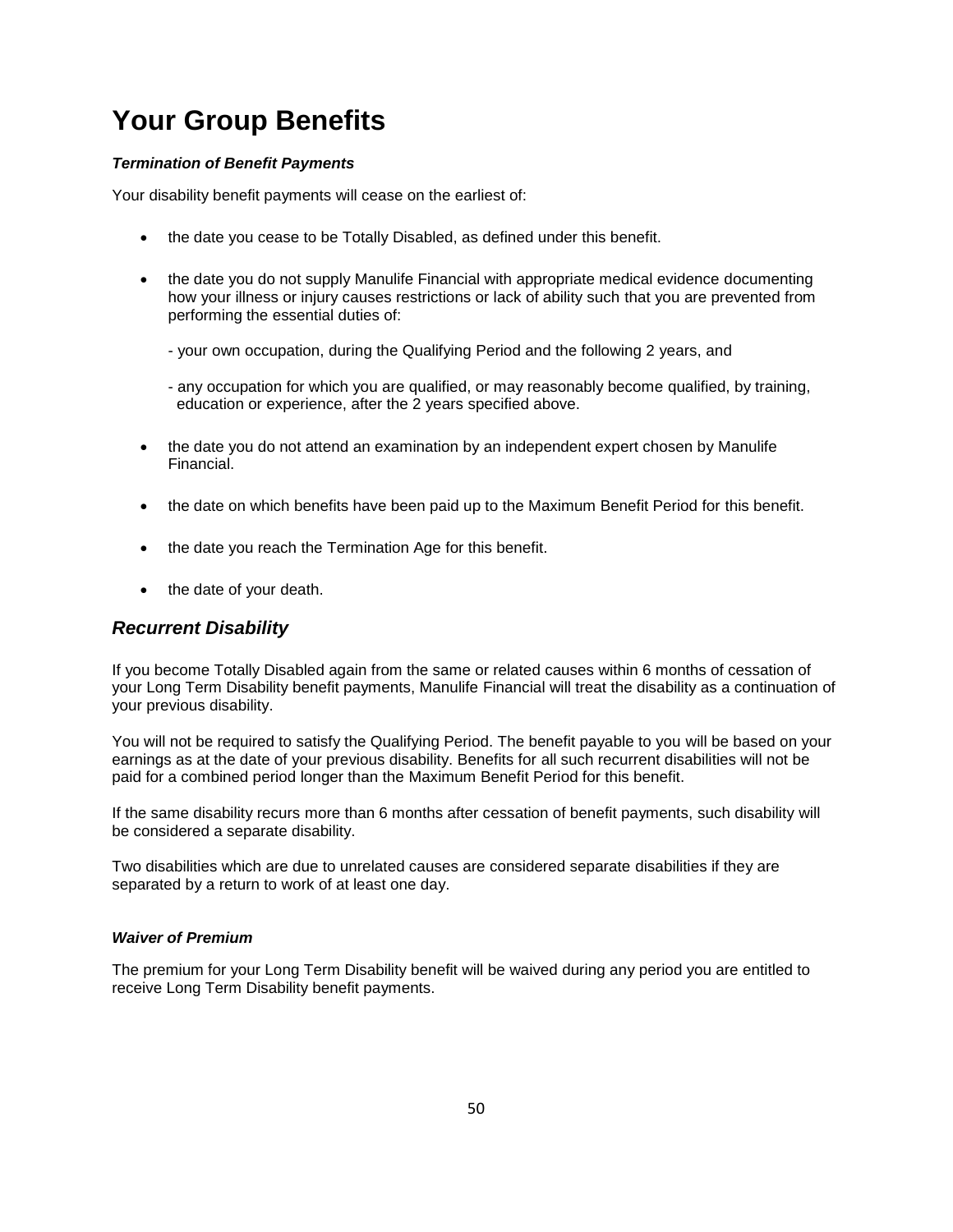# Your Group Benefits

***Termination of Benefit Payments***

Your disability benefit payments will cease on the earliest of:

- the date you cease to be Totally Disabled, as defined under this benefit.
- the date you do not supply Manulife Financial with appropriate medical evidence documenting how your illness or injury causes restrictions or lack of ability such that you are prevented from performing the essential duties of:

  - your own occupation, during the Qualifying Period and the following 2 years, and

  - any occupation for which you are qualified, or may reasonably become qualified, by training, education or experience, after the 2 years specified above.

- the date you do not attend an examination by an independent expert chosen by Manulife Financial.
- the date on which benefits have been paid up to the Maximum Benefit Period for this benefit.
- the date you reach the Termination Age for this benefit.
- the date of your death.

## *Recurrent Disability*

If you become Totally Disabled again from the same or related causes within 6 months of cessation of your Long Term Disability benefit payments, Manulife Financial will treat the disability as a continuation of your previous disability.

You will not be required to satisfy the Qualifying Period. The benefit payable to you will be based on your earnings as at the date of your previous disability. Benefits for all such recurrent disabilities will not be paid for a combined period longer than the Maximum Benefit Period for this benefit.

If the same disability recurs more than 6 months after cessation of benefit payments, such disability will be considered a separate disability.

Two disabilities which are due to unrelated causes are considered separate disabilities if they are separated by a return to work of at least one day.

***Waiver of Premium***

The premium for your Long Term Disability benefit will be waived during any period you are entitled to receive Long Term Disability benefit payments.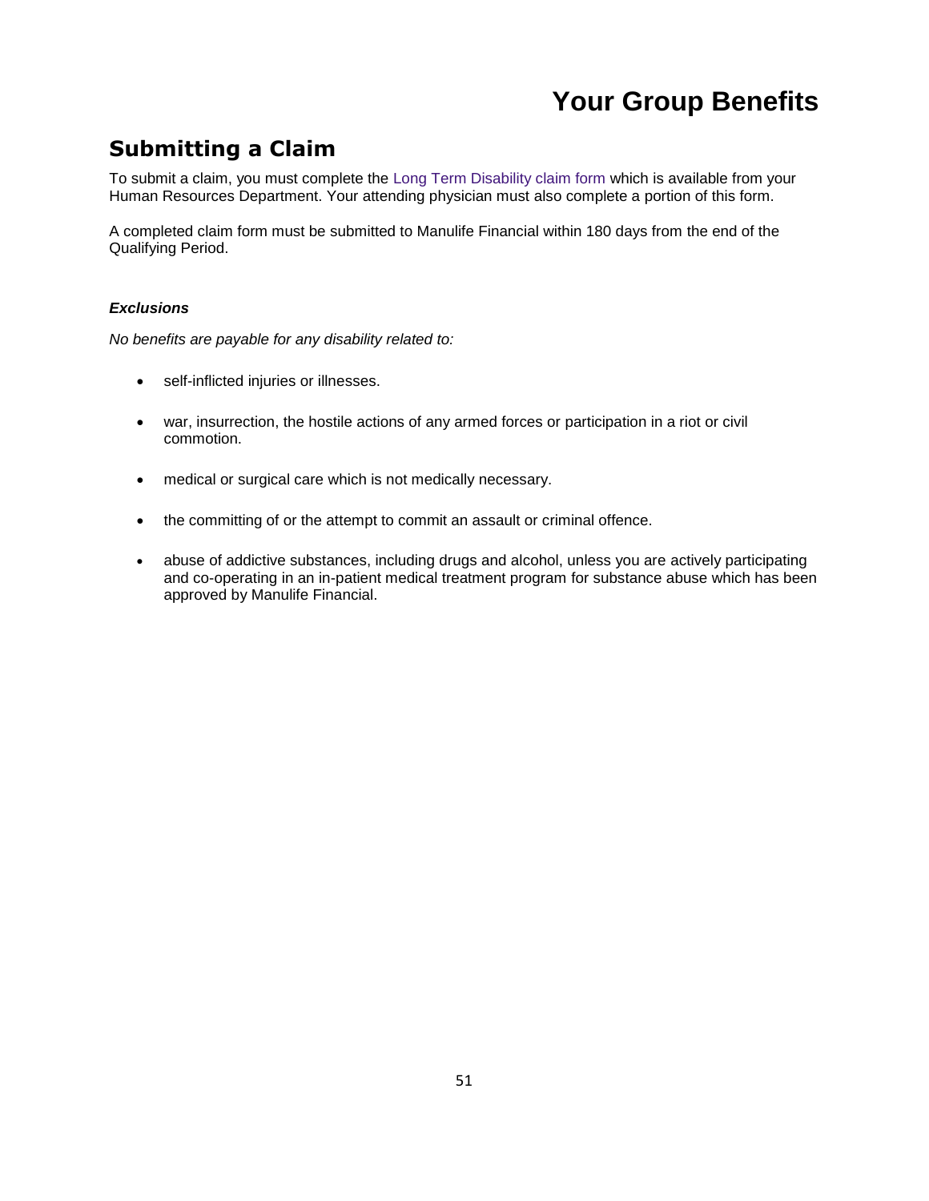## Submitting a Claim

To submit a claim, you must complete the Long Term Disability claim form which is available from your Human Resources Department. Your attending physician must also complete a portion of this form.

A completed claim form must be submitted to Manulife Financial within 180 days from the end of the Qualifying Period.

### *Exclusions*

*No benefits are payable for any disability related to:*

- self-inflicted injuries or illnesses.
- war, insurrection, the hostile actions of any armed forces or participation in a riot or civil commotion.
- medical or surgical care which is not medically necessary.
- the committing of or the attempt to commit an assault or criminal offence.
- abuse of addictive substances, including drugs and alcohol, unless you are actively participating and co-operating in an in-patient medical treatment program for substance abuse which has been approved by Manulife Financial.